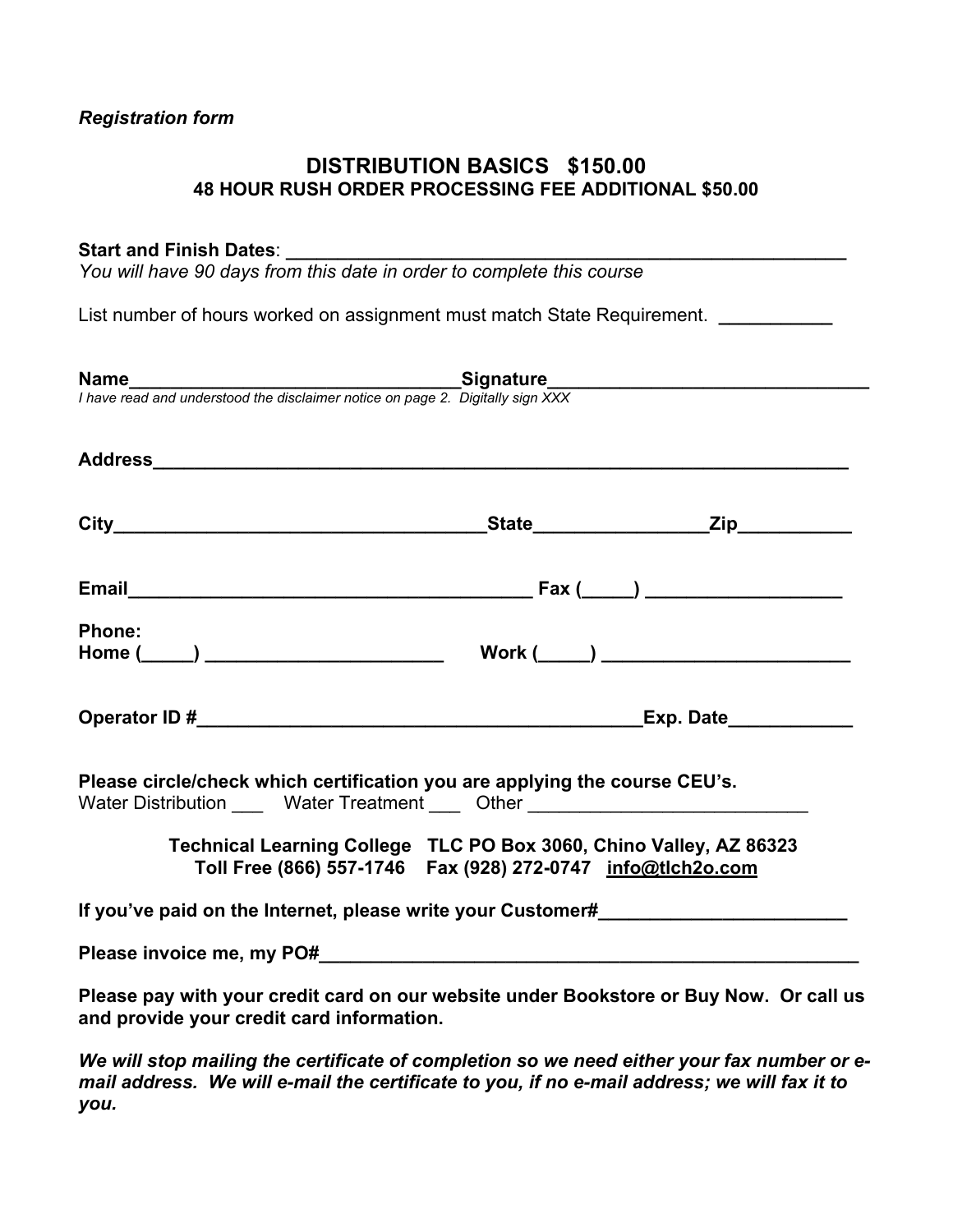*Registration form*

# DISTRIBUTION BASICS $150.00

**48 HOUR RUSH ORDER PROCESSING FEE ADDITIONAL $50.00**

**Start and Finish Dates**: ________________________________________________________

*You will have 90 days from this date in order to complete this course*

List number of hours worked on assignment must match State Requirement. ___________

**Name**________________________________**Signature**______________________________

*I have read and understood the disclaimer notice on page 2. Digitally sign XXX*

**Address**___________________________________________________________________

**City**____________________________________**State**________________**Zip**__________

**Email**_______________________________________ **Fax (_____)** ___________________

**Phone:**
**Home (_____)** _______________________ **Work (_____)** ________________________

**Operator ID #**____________________________________________**Exp. Date**___________

**Please circle/check which certification you are applying the course CEU's.**
Water Distribution ___ Water Treatment ___ Other ___________________________

**Technical Learning College TLC PO Box 3060, Chino Valley, AZ 86323**
**Toll Free (866) 557-1746 Fax (928) 272-0747 info@tlch2o.com**

**If you've paid on the Internet, please write your Customer#________________________**

**Please invoice me, my PO#_____________________________________________________**

**Please pay with your credit card on our website under Bookstore or Buy Now. Or call us and provide your credit card information.**

***We will stop mailing the certificate of completion so we need either your fax number or e-mail address. We will e-mail the certificate to you, if no e-mail address; we will fax it to you.***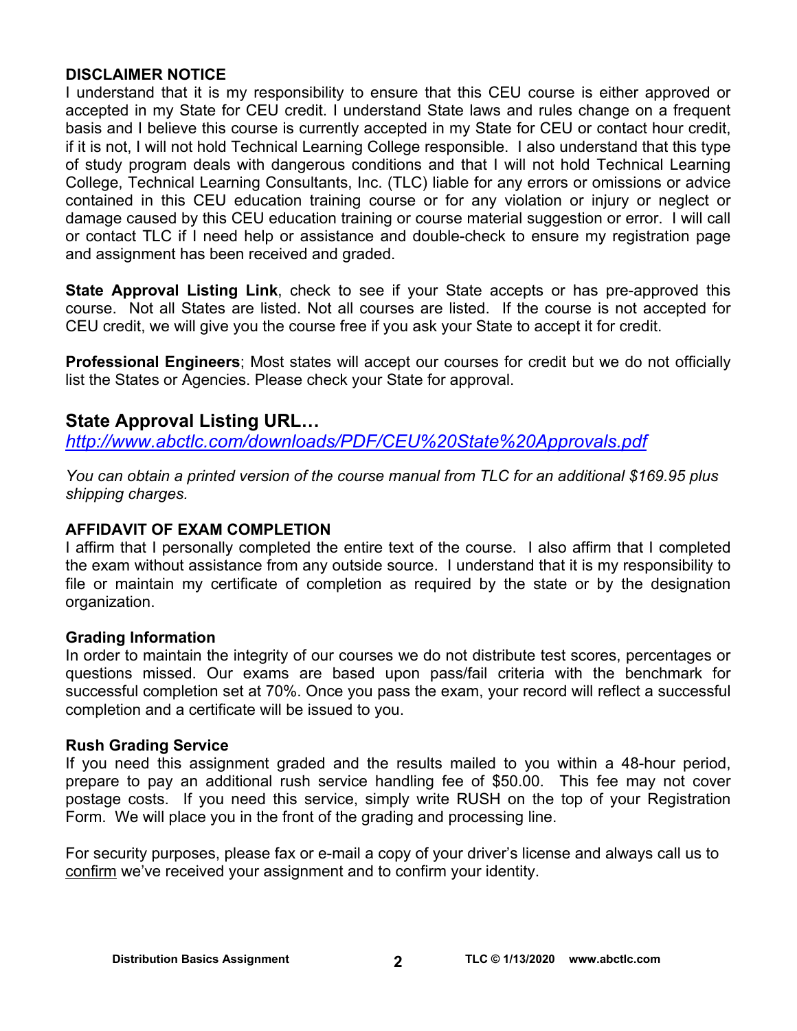**DISCLAIMER NOTICE**

I understand that it is my responsibility to ensure that this CEU course is either approved or accepted in my State for CEU credit. I understand State laws and rules change on a frequent basis and I believe this course is currently accepted in my State for CEU or contact hour credit, if it is not, I will not hold Technical Learning College responsible. I also understand that this type of study program deals with dangerous conditions and that I will not hold Technical Learning College, Technical Learning Consultants, Inc. (TLC) liable for any errors or omissions or advice contained in this CEU education training course or for any violation or injury or neglect or damage caused by this CEU education training or course material suggestion or error. I will call or contact TLC if I need help or assistance and double-check to ensure my registration page and assignment has been received and graded.

**State Approval Listing Link**, check to see if your State accepts or has pre-approved this course. Not all States are listed. Not all courses are listed. If the course is not accepted for CEU credit, we will give you the course free if you ask your State to accept it for credit.

**Professional Engineers**; Most states will accept our courses for credit but we do not officially list the States or Agencies. Please check your State for approval.

## State Approval Listing URL…

*http://www.abctlc.com/downloads/PDF/CEU%20State%20Approvals.pdf*

*You can obtain a printed version of the course manual from TLC for an additional $169.95 plus shipping charges.*

**AFFIDAVIT OF EXAM COMPLETION**

I affirm that I personally completed the entire text of the course. I also affirm that I completed the exam without assistance from any outside source. I understand that it is my responsibility to file or maintain my certificate of completion as required by the state or by the designation organization.

**Grading Information**

In order to maintain the integrity of our courses we do not distribute test scores, percentages or questions missed. Our exams are based upon pass/fail criteria with the benchmark for successful completion set at 70%. Once you pass the exam, your record will reflect a successful completion and a certificate will be issued to you.

**Rush Grading Service**

If you need this assignment graded and the results mailed to you within a 48-hour period, prepare to pay an additional rush service handling fee of $50.00. This fee may not cover postage costs. If you need this service, simply write RUSH on the top of your Registration Form. We will place you in the front of the grading and processing line.

For security purposes, please fax or e-mail a copy of your driver's license and always call us to confirm we've received your assignment and to confirm your identity.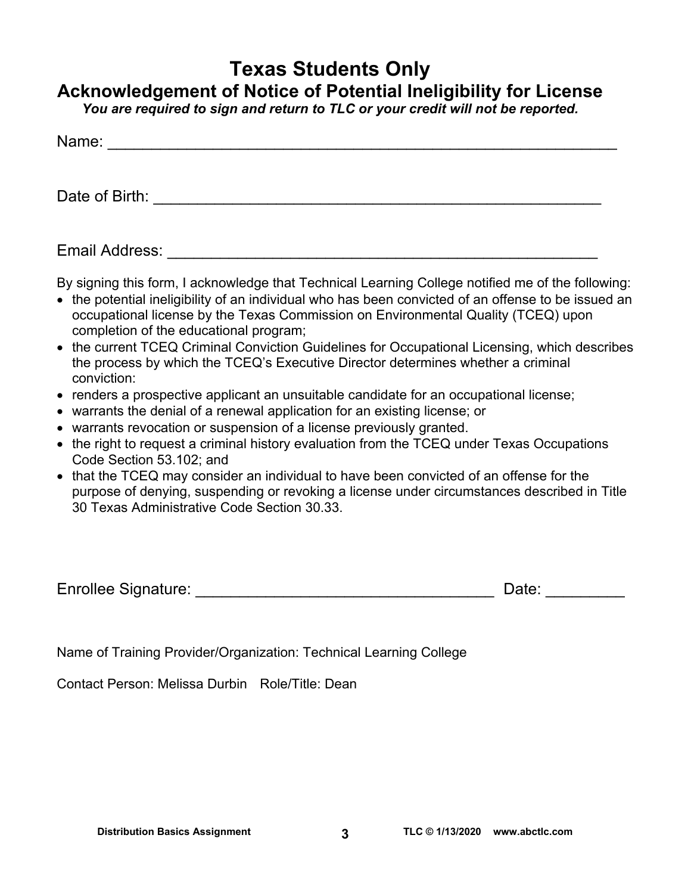# Texas Students Only

## Acknowledgement of Notice of Potential Ineligibility for License

***You are required to sign and return to TLC or your credit will not be reported.***

Name: ___________________________________________________________

Date of Birth: ____________________________________________________

Email Address: ___________________________________________________

By signing this form, I acknowledge that Technical Learning College notified me of the following:

- the potential ineligibility of an individual who has been convicted of an offense to be issued an occupational license by the Texas Commission on Environmental Quality (TCEQ) upon completion of the educational program;
- the current TCEQ Criminal Conviction Guidelines for Occupational Licensing, which describes the process by which the TCEQ's Executive Director determines whether a criminal conviction:
- renders a prospective applicant an unsuitable candidate for an occupational license;
- warrants the denial of a renewal application for an existing license; or
- warrants revocation or suspension of a license previously granted.
- the right to request a criminal history evaluation from the TCEQ under Texas Occupations Code Section 53.102; and
- that the TCEQ may consider an individual to have been convicted of an offense for the purpose of denying, suspending or revoking a license under circumstances described in Title 30 Texas Administrative Code Section 30.33.

Enrollee Signature: ___________________________________ Date: _________

Name of Training Provider/Organization: Technical Learning College

Contact Person: Melissa Durbin Role/Title: Dean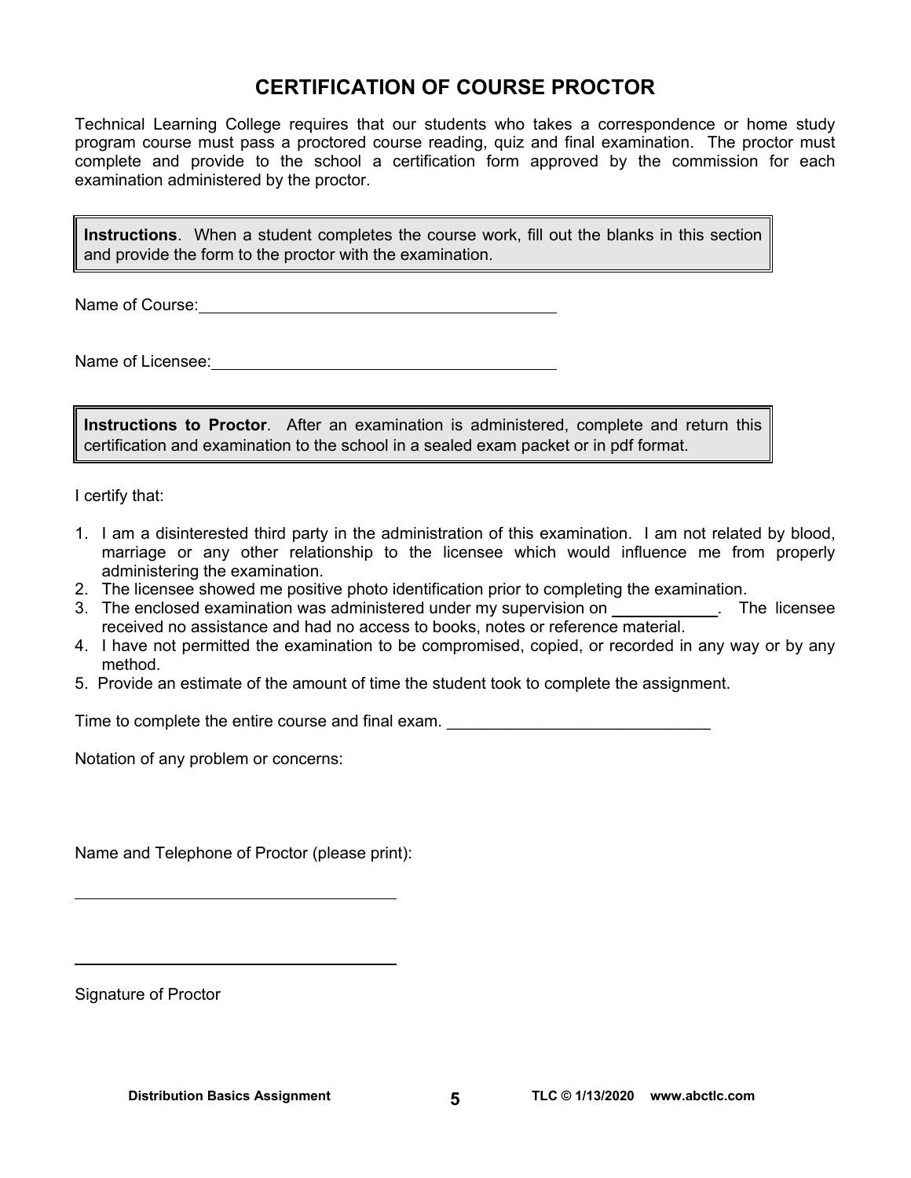# CERTIFICATION OF COURSE PROCTOR

Technical Learning College requires that our students who takes a correspondence or home study program course must pass a proctored course reading, quiz and final examination. The proctor must complete and provide to the school a certification form approved by the commission for each examination administered by the proctor.

> **Instructions**. When a student completes the course work, fill out the blanks in this section and provide the form to the proctor with the examination.

Name of Course: ________________________________________

Name of Licensee: ________________________________________

> **Instructions to Proctor**. After an examination is administered, complete and return this certification and examination to the school in a sealed exam packet or in pdf format.

I certify that:

1. I am a disinterested third party in the administration of this examination. I am not related by blood, marriage or any other relationship to the licensee which would influence me from properly administering the examination.
2. The licensee showed me positive photo identification prior to completing the examination.
3. The enclosed examination was administered under my supervision on ____________. The licensee received no assistance and had no access to books, notes or reference material.
4. I have not permitted the examination to be compromised, copied, or recorded in any way or by any method.
5. Provide an estimate of the amount of time the student took to complete the assignment.

Time to complete the entire course and final exam. _____________________________

Notation of any problem or concerns:

Name and Telephone of Proctor (please print):

____________________________________

____________________________________

Signature of Proctor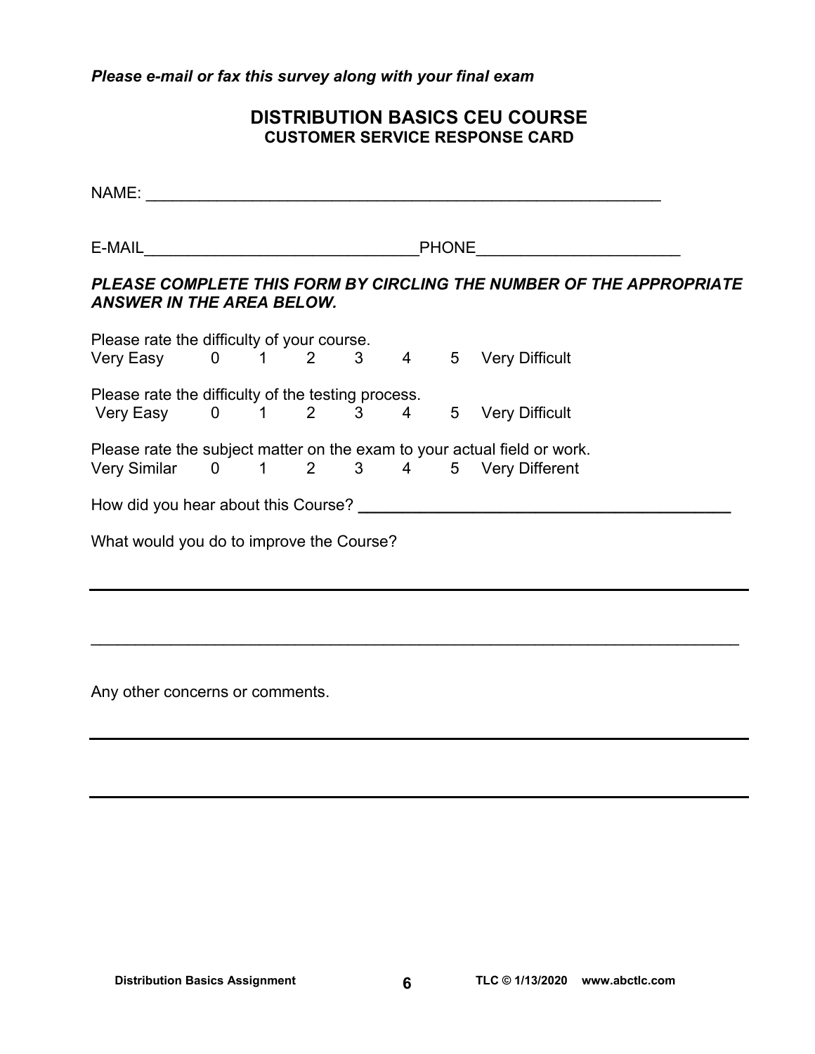*Please e-mail or fax this survey along with your final exam*

## DISTRIBUTION BASICS CEU COURSE
### CUSTOMER SERVICE RESPONSE CARD

NAME: ___________________________________________________________

E-MAIL_______________________________PHONE______________________

***PLEASE COMPLETE THIS FORM BY CIRCLING THE NUMBER OF THE APPROPRIATE ANSWER IN THE AREA BELOW.***

Please rate the difficulty of your course.
Very Easy 0 1 2 3 4 5 Very Difficult

Please rate the difficulty of the testing process.
Very Easy 0 1 2 3 4 5 Very Difficult

Please rate the subject matter on the exam to your actual field or work.
Very Similar 0 1 2 3 4 5 Very Different

How did you hear about this Course? ________________________________________

What would you do to improve the Course?

______________________________________________________________________

______________________________________________________________________

Any other concerns or comments.

______________________________________________________________________

______________________________________________________________________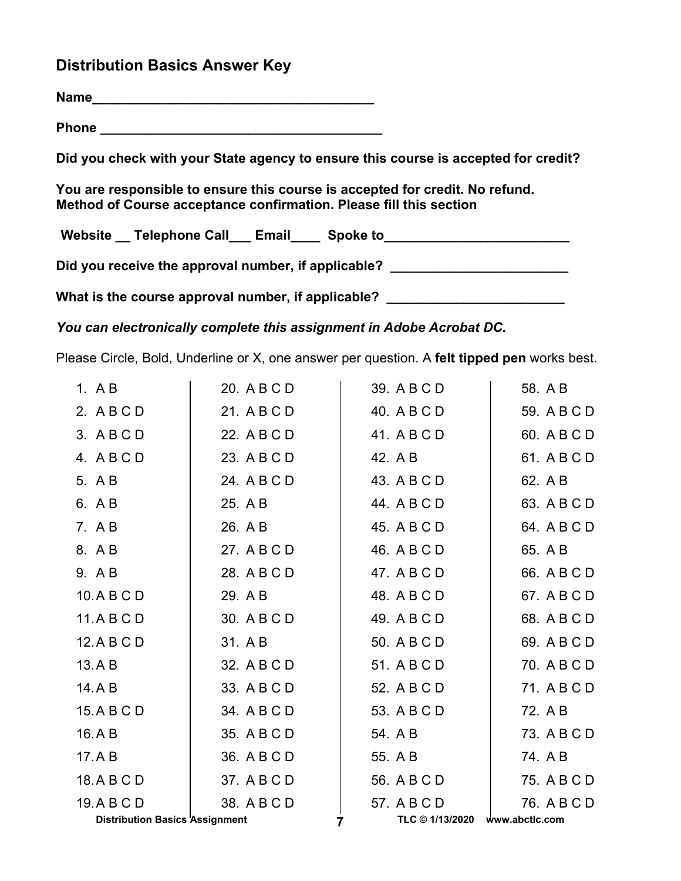## Distribution Basics Answer Key

**Name_______________________________________**

**Phone ______________________________________**

**Did you check with your State agency to ensure this course is accepted for credit?**

**You are responsible to ensure this course is accepted for credit. No refund.**
**Method of Course acceptance confirmation. Please fill this section**

**Website __ Telephone Call___ Email____ Spoke to_________________________**

**Did you receive the approval number, if applicable? ________________________**

**What is the course approval number, if applicable? ________________________**

***You can electronically complete this assignment in Adobe Acrobat DC.***

Please Circle, Bold, Underline or X, one answer per question. A **felt tipped pen** works best.

| | | | |
|---|---|---|---|
| 1. A B | 20. A B C D | 39. A B C D | 58. A B |
| 2. A B C D | 21. A B C D | 40. A B C D | 59. A B C D |
| 3. A B C D | 22. A B C D | 41. A B C D | 60. A B C D |
| 4. A B C D | 23. A B C D | 42. A B | 61. A B C D |
| 5. A B | 24. A B C D | 43. A B C D | 62. A B |
| 6. A B | 25. A B | 44. A B C D | 63. A B C D |
| 7. A B | 26. A B | 45. A B C D | 64. A B C D |
| 8. A B | 27. A B C D | 46. A B C D | 65. A B |
| 9. A B | 28. A B C D | 47. A B C D | 66. A B C D |
| 10. A B C D | 29. A B | 48. A B C D | 67. A B C D |
| 11. A B C D | 30. A B C D | 49. A B C D | 68. A B C D |
| 12. A B C D | 31. A B | 50. A B C D | 69. A B C D |
| 13. A B | 32. A B C D | 51. A B C D | 70. A B C D |
| 14. A B | 33. A B C D | 52. A B C D | 71. A B C D |
| 15. A B C D | 34. A B C D | 53. A B C D | 72. A B |
| 16. A B | 35. A B C D | 54. A B | 73. A B C D |
| 17. A B | 36. A B C D | 55. A B | 74. A B |
| 18. A B C D | 37. A B C D | 56. A B C D | 75. A B C D |
| 19. A B C D | 38. A B C D | 57. A B C D | 76. A B C D |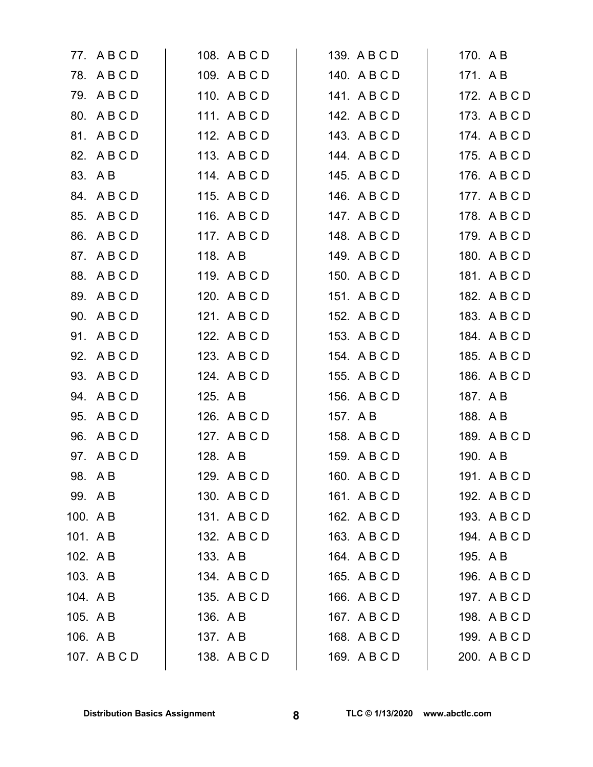77. A B C D
78. A B C D
79. A B C D
80. A B C D
81. A B C D
82. A B C D
83. A B
84. A B C D
85. A B C D
86. A B C D
87. A B C D
88. A B C D
89. A B C D
90. A B C D
91. A B C D
92. A B C D
93. A B C D
94. A B C D
95. A B C D
96. A B C D
97. A B C D
98. A B
99. A B
100. A B
101. A B
102. A B
103. A B
104. A B
105. A B
106. A B
107. A B C D

108. A B C D
109. A B C D
110. A B C D
111. A B C D
112. A B C D
113. A B C D
114. A B C D
115. A B C D
116. A B C D
117. A B C D
118. A B
119. A B C D
120. A B C D
121. A B C D
122. A B C D
123. A B C D
124. A B C D
125. A B
126. A B C D
127. A B C D
128. A B
129. A B C D
130. A B C D
131. A B C D
132. A B C D
133. A B
134. A B C D
135. A B C D
136. A B
137. A B
138. A B C D

139. A B C D
140. A B C D
141. A B C D
142. A B C D
143. A B C D
144. A B C D
145. A B C D
146. A B C D
147. A B C D
148. A B C D
149. A B C D
150. A B C D
151. A B C D
152. A B C D
153. A B C D
154. A B C D
155. A B C D
156. A B C D
157. A B
158. A B C D
159. A B C D
160. A B C D
161. A B C D
162. A B C D
163. A B C D
164. A B C D
165. A B C D
166. A B C D
167. A B C D
168. A B C D
169. A B C D

170. A B
171. A B
172. A B C D
173. A B C D
174. A B C D
175. A B C D
176. A B C D
177. A B C D
178. A B C D
179. A B C D
180. A B C D
181. A B C D
182. A B C D
183. A B C D
184. A B C D
185. A B C D
186. A B C D
187. A B
188. A B
189. A B C D
190. A B
191. A B C D
192. A B C D
193. A B C D
194. A B C D
195. A B
196. A B C D
197. A B C D
198. A B C D
199. A B C D
200. A B C D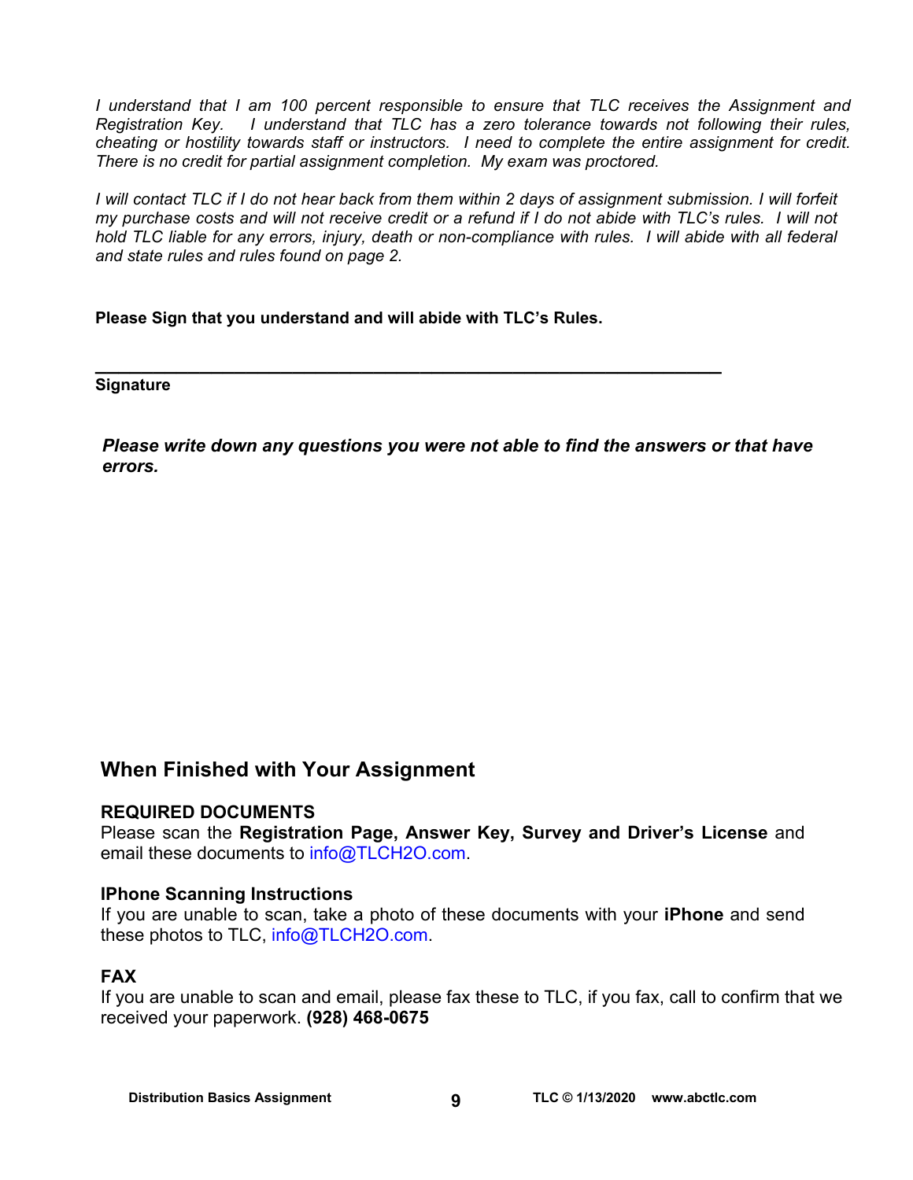*I understand that I am 100 percent responsible to ensure that TLC receives the Assignment and Registration Key. I understand that TLC has a zero tolerance towards not following their rules, cheating or hostility towards staff or instructors. I need to complete the entire assignment for credit. There is no credit for partial assignment completion. My exam was proctored.*

*I will contact TLC if I do not hear back from them within 2 days of assignment submission. I will forfeit my purchase costs and will not receive credit or a refund if I do not abide with TLC's rules. I will not hold TLC liable for any errors, injury, death or non-compliance with rules. I will abide with all federal and state rules and rules found on page 2.*

**Please Sign that you understand and will abide with TLC's Rules.**

_______________________________________________________________

**Signature**

***Please write down any questions you were not able to find the answers or that have errors.***

## When Finished with Your Assignment

**REQUIRED DOCUMENTS**

Please scan the **Registration Page, Answer Key, Survey and Driver's License** and email these documents to info@TLCH2O.com.

**IPhone Scanning Instructions**

If you are unable to scan, take a photo of these documents with your **iPhone** and send these photos to TLC, info@TLCH2O.com.

**FAX**

If you are unable to scan and email, please fax these to TLC, if you fax, call to confirm that we received your paperwork. **(928) 468-0675**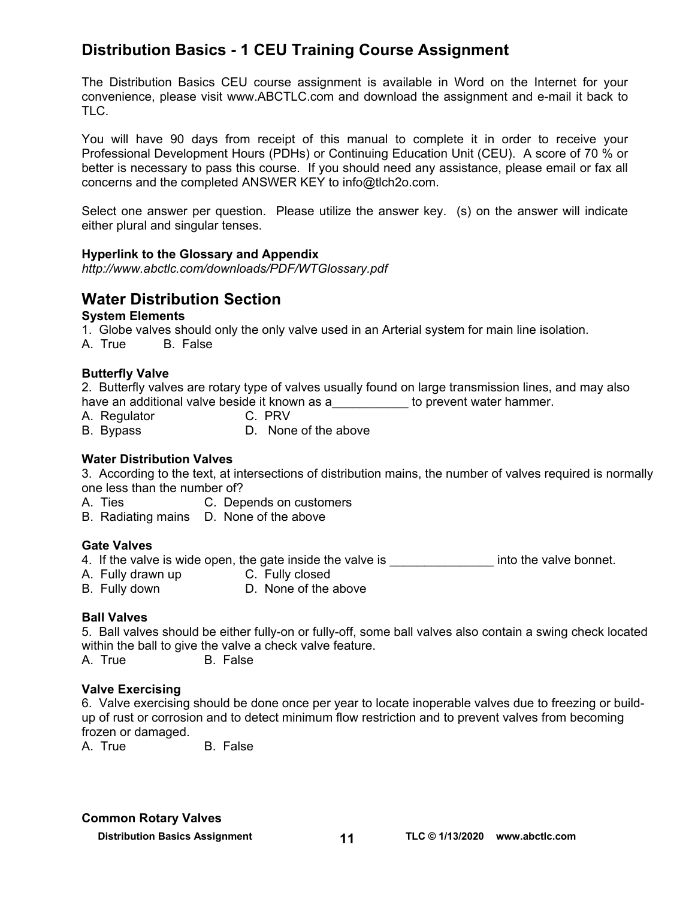## Distribution Basics - 1 CEU Training Course Assignment

The Distribution Basics CEU course assignment is available in Word on the Internet for your convenience, please visit www.ABCTLC.com and download the assignment and e-mail it back to TLC.

You will have 90 days from receipt of this manual to complete it in order to receive your Professional Development Hours (PDHs) or Continuing Education Unit (CEU). A score of 70 % or better is necessary to pass this course. If you should need any assistance, please email or fax all concerns and the completed ANSWER KEY to info@tlch2o.com.

Select one answer per question. Please utilize the answer key. (s) on the answer will indicate either plural and singular tenses.

**Hyperlink to the Glossary and Appendix**
*http://www.abctlc.com/downloads/PDF/WTGlossary.pdf*

## Water Distribution Section

**System Elements**

1. Globe valves should only the only valve used in an Arterial system for main line isolation.
A. True B. False

**Butterfly Valve**

2. Butterfly valves are rotary type of valves usually found on large transmission lines, and may also have an additional valve beside it known as a___________ to prevent water hammer.
A. Regulator
B. Bypass
C. PRV
D. None of the above

**Water Distribution Valves**

3. According to the text, at intersections of distribution mains, the number of valves required is normally one less than the number of?
A. Ties
B. Radiating mains
C. Depends on customers
D. None of the above

**Gate Valves**

4. If the valve is wide open, the gate inside the valve is _______________ into the valve bonnet.
A. Fully drawn up
B. Fully down
C. Fully closed
D. None of the above

**Ball Valves**

5. Ball valves should be either fully-on or fully-off, some ball valves also contain a swing check located within the ball to give the valve a check valve feature.
A. True B. False

**Valve Exercising**

6. Valve exercising should be done once per year to locate inoperable valves due to freezing or build-up of rust or corrosion and to detect minimum flow restriction and to prevent valves from becoming frozen or damaged.
A. True B. False

**Common Rotary Valves**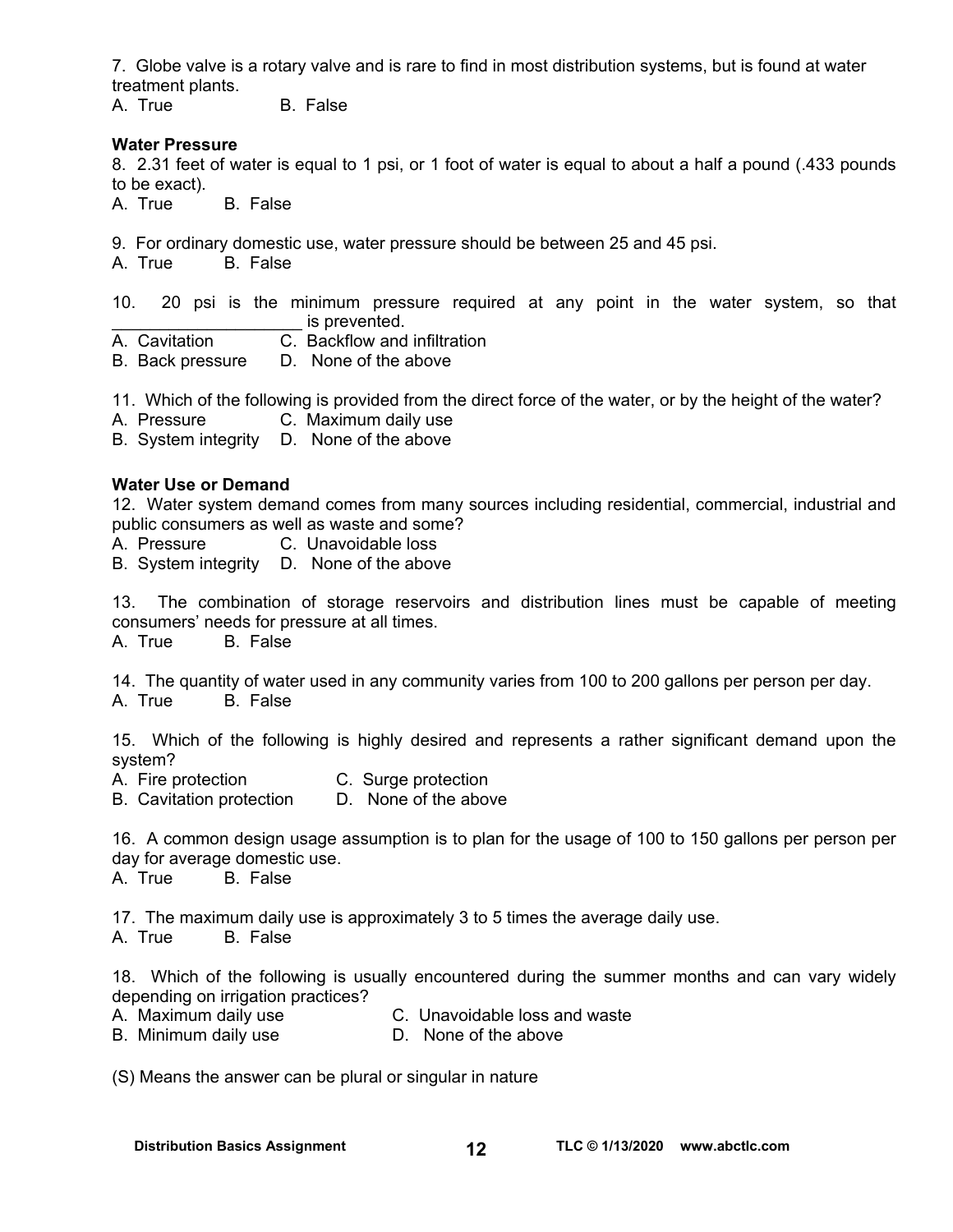7. Globe valve is a rotary valve and is rare to find in most distribution systems, but is found at water treatment plants.
A. True B. False

**Water Pressure**

8. 2.31 feet of water is equal to 1 psi, or 1 foot of water is equal to about a half a pound (.433 pounds to be exact).
A. True B. False

9. For ordinary domestic use, water pressure should be between 25 and 45 psi.
A. True B. False

10. 20 psi is the minimum pressure required at any point in the water system, so that ____________________ is prevented.
A. Cavitation C. Backflow and infiltration
B. Back pressure D. None of the above

11. Which of the following is provided from the direct force of the water, or by the height of the water?
A. Pressure C. Maximum daily use
B. System integrity D. None of the above

**Water Use or Demand**

12. Water system demand comes from many sources including residential, commercial, industrial and public consumers as well as waste and some?
A. Pressure C. Unavoidable loss
B. System integrity D. None of the above

13. The combination of storage reservoirs and distribution lines must be capable of meeting consumers' needs for pressure at all times.
A. True B. False

14. The quantity of water used in any community varies from 100 to 200 gallons per person per day.
A. True B. False

15. Which of the following is highly desired and represents a rather significant demand upon the system?
A. Fire protection C. Surge protection
B. Cavitation protection D. None of the above

16. A common design usage assumption is to plan for the usage of 100 to 150 gallons per person per day for average domestic use.
A. True B. False

17. The maximum daily use is approximately 3 to 5 times the average daily use.
A. True B. False

18. Which of the following is usually encountered during the summer months and can vary widely depending on irrigation practices?
A. Maximum daily use C. Unavoidable loss and waste
B. Minimum daily use D. None of the above

(S) Means the answer can be plural or singular in nature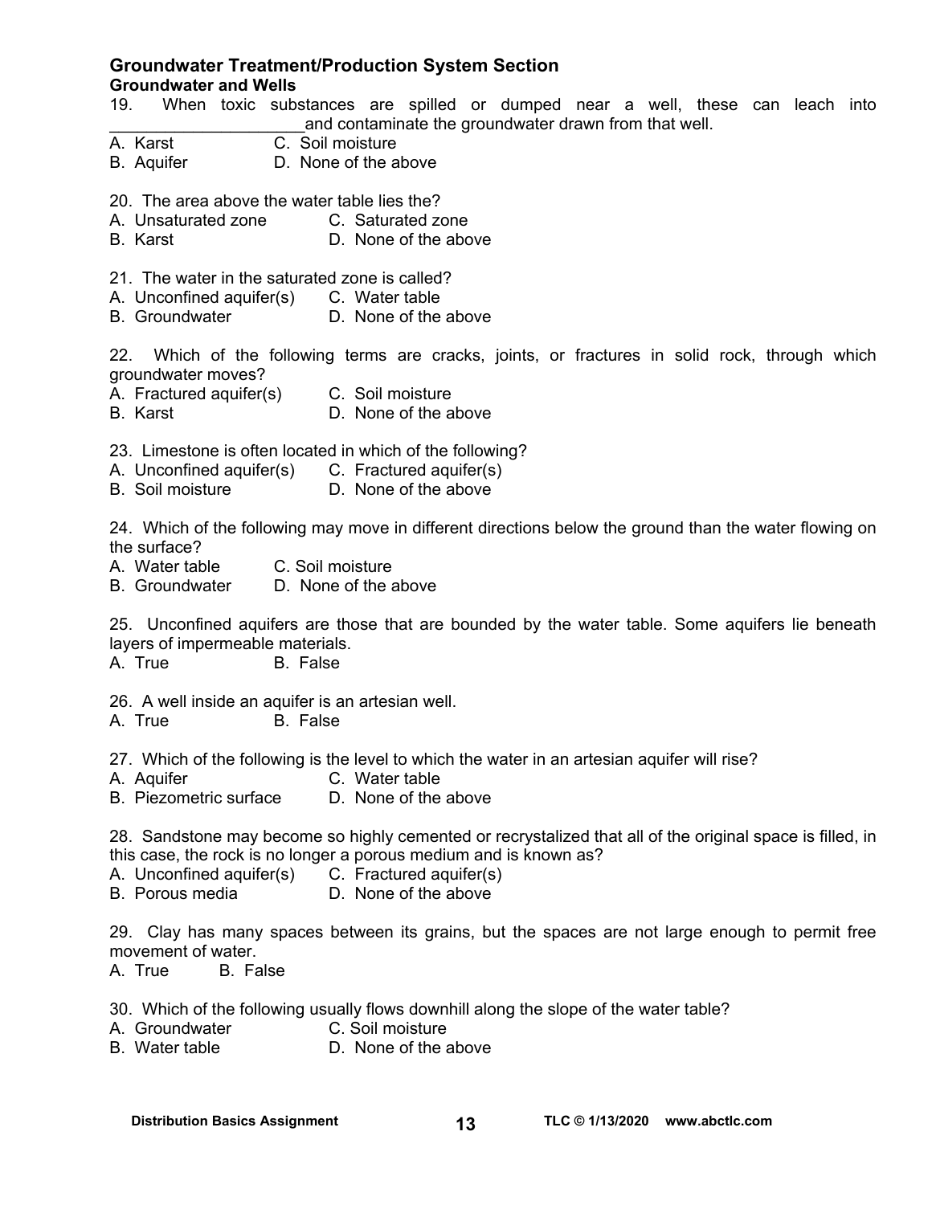## Groundwater Treatment/Production System Section

### Groundwater and Wells

19. When toxic substances are spilled or dumped near a well, these can leach into _____________________and contaminate the groundwater drawn from that well.
A. Karst C. Soil moisture
B. Aquifer D. None of the above

20. The area above the water table lies the?
A. Unsaturated zone C. Saturated zone
B. Karst D. None of the above

21. The water in the saturated zone is called?
A. Unconfined aquifer(s) C. Water table
B. Groundwater D. None of the above

22. Which of the following terms are cracks, joints, or fractures in solid rock, through which groundwater moves?
A. Fractured aquifer(s) C. Soil moisture
B. Karst D. None of the above

23. Limestone is often located in which of the following?
A. Unconfined aquifer(s) C. Fractured aquifer(s)
B. Soil moisture D. None of the above

24. Which of the following may move in different directions below the ground than the water flowing on the surface?
A. Water table C. Soil moisture
B. Groundwater D. None of the above

25. Unconfined aquifers are those that are bounded by the water table. Some aquifers lie beneath layers of impermeable materials.
A. True B. False

26. A well inside an aquifer is an artesian well.
A. True B. False

27. Which of the following is the level to which the water in an artesian aquifer will rise?
A. Aquifer C. Water table
B. Piezometric surface D. None of the above

28. Sandstone may become so highly cemented or recrystalized that all of the original space is filled, in this case, the rock is no longer a porous medium and is known as?
A. Unconfined aquifer(s) C. Fractured aquifer(s)
B. Porous media D. None of the above

29. Clay has many spaces between its grains, but the spaces are not large enough to permit free movement of water.
A. True B. False

30. Which of the following usually flows downhill along the slope of the water table?
A. Groundwater C. Soil moisture
B. Water table D. None of the above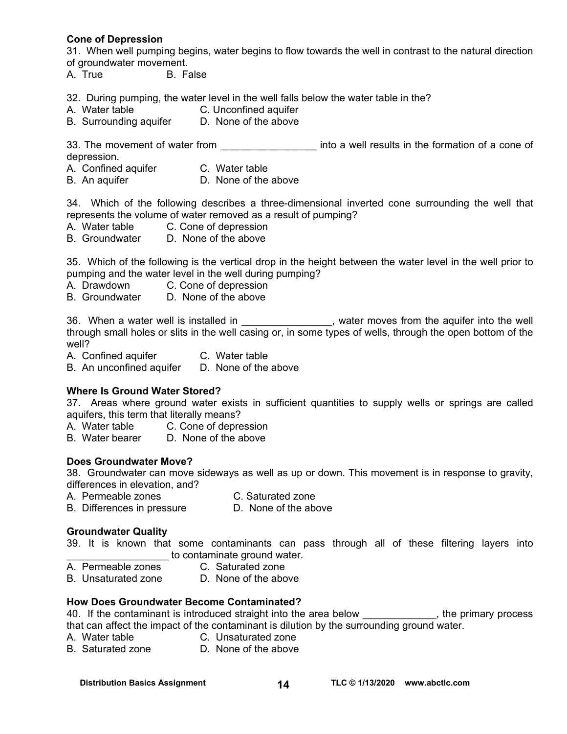**Cone of Depression**

31. When well pumping begins, water begins to flow towards the well in contrast to the natural direction of groundwater movement.

A. True B. False

32. During pumping, the water level in the well falls below the water table in the?

A. Water table
B. Surrounding aquifer
C. Unconfined aquifer
D. None of the above

33. The movement of water from ________________ into a well results in the formation of a cone of depression.

A. Confined aquifer
B. An aquifer
C. Water table
D. None of the above

34. Which of the following describes a three-dimensional inverted cone surrounding the well that represents the volume of water removed as a result of pumping?

A. Water table
B. Groundwater
C. Cone of depression
D. None of the above

35. Which of the following is the vertical drop in the height between the water level in the well prior to pumping and the water level in the well during pumping?

A. Drawdown
B. Groundwater
C. Cone of depression
D. None of the above

36. When a water well is installed in _______________, water moves from the aquifer into the well through small holes or slits in the well casing or, in some types of wells, through the open bottom of the well?

A. Confined aquifer
B. An unconfined aquifer
C. Water table
D. None of the above

**Where Is Ground Water Stored?**

37. Areas where ground water exists in sufficient quantities to supply wells or springs are called aquifers, this term that literally means?

A. Water table
B. Water bearer
C. Cone of depression
D. None of the above

**Does Groundwater Move?**

38. Groundwater can move sideways as well as up or down. This movement is in response to gravity, differences in elevation, and?

A. Permeable zones
B. Differences in pressure
C. Saturated zone
D. None of the above

**Groundwater Quality**

39. It is known that some contaminants can pass through all of these filtering layers into _________________ to contaminate ground water.

A. Permeable zones
B. Unsaturated zone
C. Saturated zone
D. None of the above

**How Does Groundwater Become Contaminated?**

40. If the contaminant is introduced straight into the area below ____________, the primary process that can affect the impact of the contaminant is dilution by the surrounding ground water.

A. Water table
B. Saturated zone
C. Unsaturated zone
D. None of the above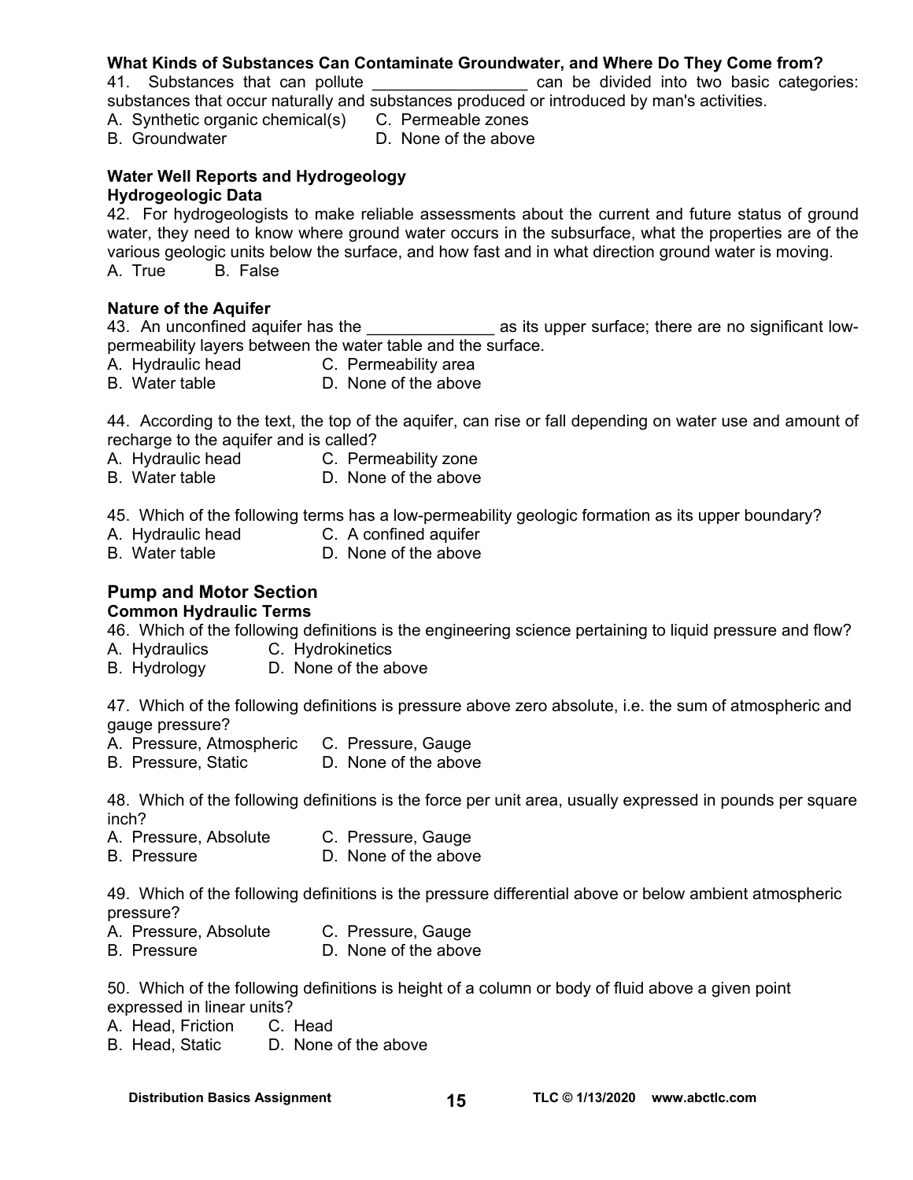**What Kinds of Substances Can Contaminate Groundwater, and Where Do They Come from?**

41. Substances that can pollute _________________ can be divided into two basic categories: substances that occur naturally and substances produced or introduced by man's activities.

A. Synthetic organic chemical(s)
B. Groundwater
C. Permeable zones
D. None of the above

**Water Well Reports and Hydrogeology**

**Hydrogeologic Data**

42. For hydrogeologists to make reliable assessments about the current and future status of ground water, they need to know where ground water occurs in the subsurface, what the properties are of the various geologic units below the surface, and how fast and in what direction ground water is moving.

A. True  B. False

**Nature of the Aquifer**

43. An unconfined aquifer has the ______________ as its upper surface; there are no significant low-permeability layers between the water table and the surface.

A. Hydraulic head
B. Water table
C. Permeability area
D. None of the above

44. According to the text, the top of the aquifer, can rise or fall depending on water use and amount of recharge to the aquifer and is called?

A. Hydraulic head
B. Water table
C. Permeability zone
D. None of the above

45. Which of the following terms has a low-permeability geologic formation as its upper boundary?

A. Hydraulic head
B. Water table
C. A confined aquifer
D. None of the above

## Pump and Motor Section

**Common Hydraulic Terms**

46. Which of the following definitions is the engineering science pertaining to liquid pressure and flow?

A. Hydraulics
B. Hydrology
C. Hydrokinetics
D. None of the above

47. Which of the following definitions is pressure above zero absolute, i.e. the sum of atmospheric and gauge pressure?

A. Pressure, Atmospheric
B. Pressure, Static
C. Pressure, Gauge
D. None of the above

48. Which of the following definitions is the force per unit area, usually expressed in pounds per square inch?

A. Pressure, Absolute
B. Pressure
C. Pressure, Gauge
D. None of the above

49. Which of the following definitions is the pressure differential above or below ambient atmospheric pressure?

A. Pressure, Absolute
B. Pressure
C. Pressure, Gauge
D. None of the above

50. Which of the following definitions is height of a column or body of fluid above a given point expressed in linear units?

A. Head, Friction
B. Head, Static
C. Head
D. None of the above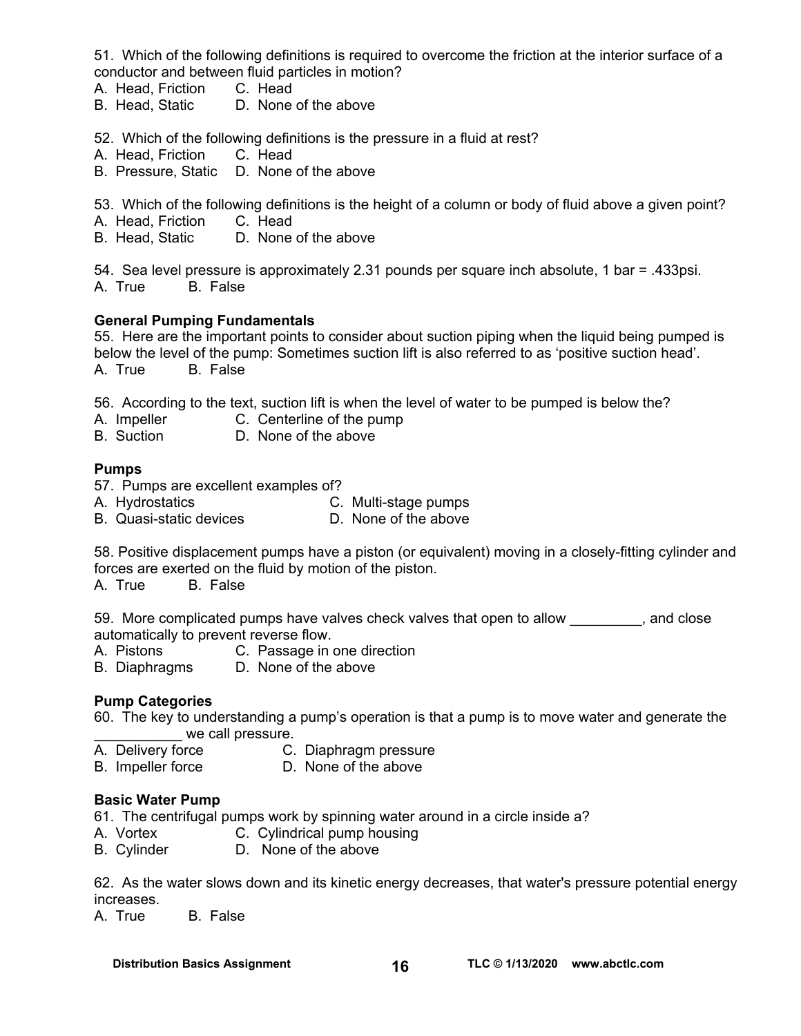51. Which of the following definitions is required to overcome the friction at the interior surface of a conductor and between fluid particles in motion?

A. Head, Friction C. Head
B. Head, Static D. None of the above

52. Which of the following definitions is the pressure in a fluid at rest?

A. Head, Friction C. Head
B. Pressure, Static D. None of the above

53. Which of the following definitions is the height of a column or body of fluid above a given point?

A. Head, Friction C. Head
B. Head, Static D. None of the above

54. Sea level pressure is approximately 2.31 pounds per square inch absolute, 1 bar = .433psi.

A. True B. False

**General Pumping Fundamentals**

55. Here are the important points to consider about suction piping when the liquid being pumped is below the level of the pump: Sometimes suction lift is also referred to as 'positive suction head'.

A. True B. False

56. According to the text, suction lift is when the level of water to be pumped is below the?

A. Impeller C. Centerline of the pump
B. Suction D. None of the above

**Pumps**

57. Pumps are excellent examples of?

A. Hydrostatics C. Multi-stage pumps
B. Quasi-static devices D. None of the above

58. Positive displacement pumps have a piston (or equivalent) moving in a closely-fitting cylinder and forces are exerted on the fluid by motion of the piston.

A. True B. False

59. More complicated pumps have valves check valves that open to allow _________, and close automatically to prevent reverse flow.

A. Pistons C. Passage in one direction
B. Diaphragms D. None of the above

**Pump Categories**

60. The key to understanding a pump's operation is that a pump is to move water and generate the ___________ we call pressure.

A. Delivery force C. Diaphragm pressure
B. Impeller force D. None of the above

**Basic Water Pump**

61. The centrifugal pumps work by spinning water around in a circle inside a?

A. Vortex C. Cylindrical pump housing
B. Cylinder D. None of the above

62. As the water slows down and its kinetic energy decreases, that water's pressure potential energy increases.

A. True B. False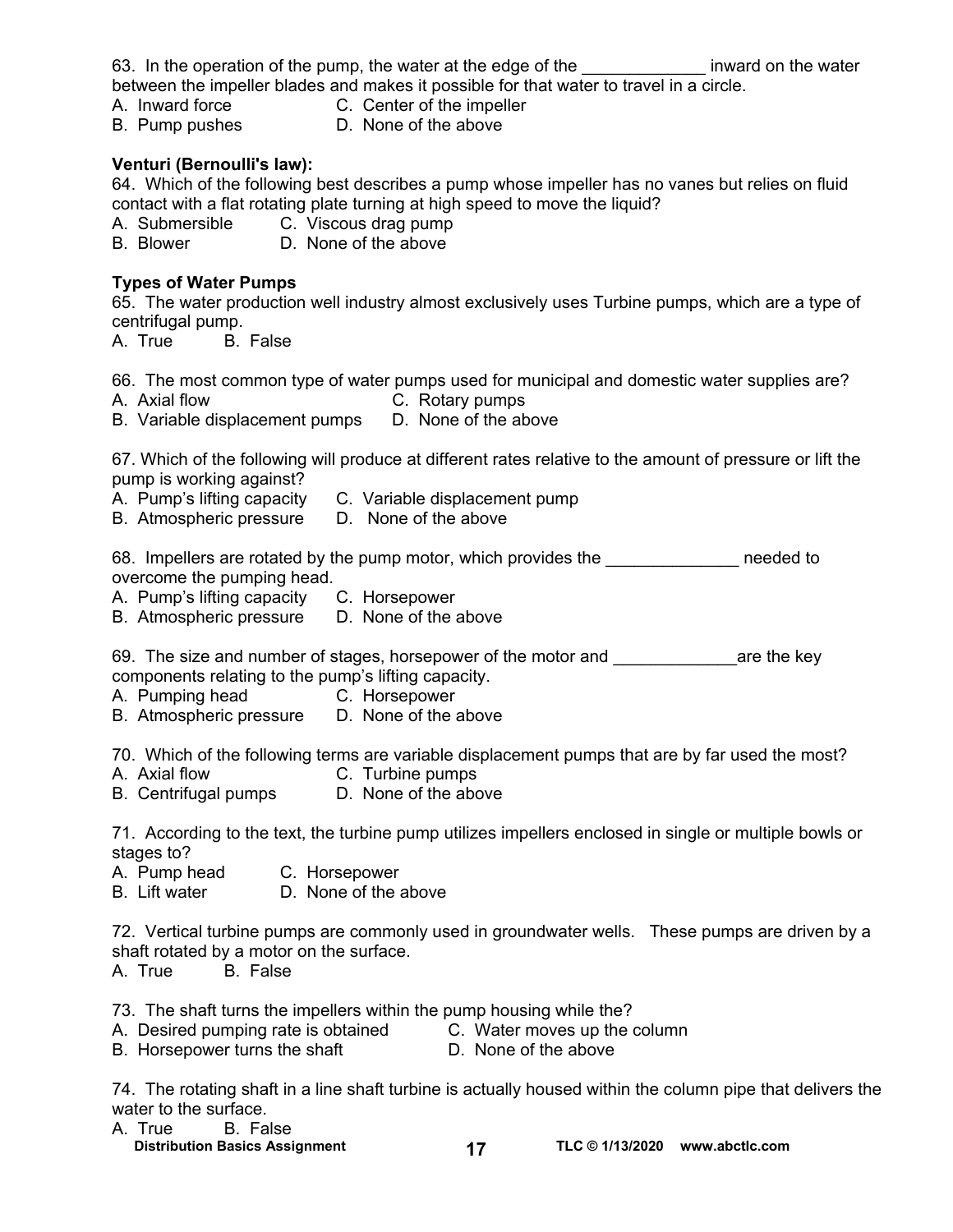63. In the operation of the pump, the water at the edge of the _____________ inward on the water between the impeller blades and makes it possible for that water to travel in a circle.

A. Inward force  C. Center of the impeller
B. Pump pushes  D. None of the above

**Venturi (Bernoulli's law):**

64. Which of the following best describes a pump whose impeller has no vanes but relies on fluid contact with a flat rotating plate turning at high speed to move the liquid?

A. Submersible  C. Viscous drag pump
B. Blower  D. None of the above

**Types of Water Pumps**

65. The water production well industry almost exclusively uses Turbine pumps, which are a type of centrifugal pump.

A. True  B. False

66. The most common type of water pumps used for municipal and domestic water supplies are?

A. Axial flow  C. Rotary pumps
B. Variable displacement pumps  D. None of the above

67. Which of the following will produce at different rates relative to the amount of pressure or lift the pump is working against?

A. Pump's lifting capacity  C. Variable displacement pump
B. Atmospheric pressure  D. None of the above

68. Impellers are rotated by the pump motor, which provides the ______________ needed to overcome the pumping head.

A. Pump's lifting capacity  C. Horsepower
B. Atmospheric pressure  D. None of the above

69. The size and number of stages, horsepower of the motor and _____________are the key components relating to the pump's lifting capacity.

A. Pumping head  C. Horsepower
B. Atmospheric pressure  D. None of the above

70. Which of the following terms are variable displacement pumps that are by far used the most?

A. Axial flow  C. Turbine pumps
B. Centrifugal pumps  D. None of the above

71. According to the text, the turbine pump utilizes impellers enclosed in single or multiple bowls or stages to?

A. Pump head  C. Horsepower
B. Lift water  D. None of the above

72. Vertical turbine pumps are commonly used in groundwater wells. These pumps are driven by a shaft rotated by a motor on the surface.

A. True  B. False

73. The shaft turns the impellers within the pump housing while the?

A. Desired pumping rate is obtained  C. Water moves up the column
B. Horsepower turns the shaft  D. None of the above

74. The rotating shaft in a line shaft turbine is actually housed within the column pipe that delivers the water to the surface.

A. True  B. False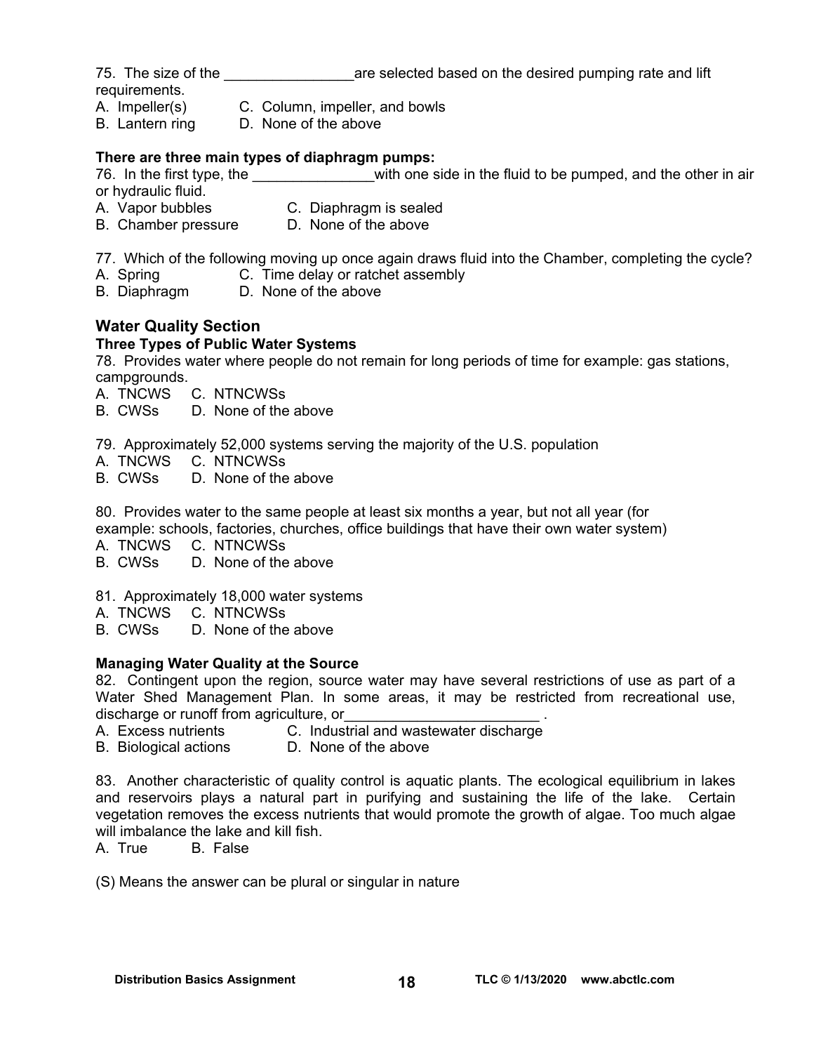75. The size of the ________________are selected based on the desired pumping rate and lift requirements.

A. Impeller(s) C. Column, impeller, and bowls
B. Lantern ring D. None of the above

**There are three main types of diaphragm pumps:**

76. In the first type, the _______________with one side in the fluid to be pumped, and the other in air or hydraulic fluid.

A. Vapor bubbles C. Diaphragm is sealed
B. Chamber pressure D. None of the above

77. Which of the following moving up once again draws fluid into the Chamber, completing the cycle?

A. Spring C. Time delay or ratchet assembly
B. Diaphragm D. None of the above

## Water Quality Section

**Three Types of Public Water Systems**

78. Provides water where people do not remain for long periods of time for example: gas stations, campgrounds.

A. TNCWS C. NTNCWSs
B. CWSs D. None of the above

79. Approximately 52,000 systems serving the majority of the U.S. population

A. TNCWS C. NTNCWSs
B. CWSs D. None of the above

80. Provides water to the same people at least six months a year, but not all year (for example: schools, factories, churches, office buildings that have their own water system)

A. TNCWS C. NTNCWSs
B. CWSs D. None of the above

81. Approximately 18,000 water systems

A. TNCWS C. NTNCWSs
B. CWSs D. None of the above

**Managing Water Quality at the Source**

82. Contingent upon the region, source water may have several restrictions of use as part of a Water Shed Management Plan. In some areas, it may be restricted from recreational use, discharge or runoff from agriculture, or_________________________ .

A. Excess nutrients C. Industrial and wastewater discharge
B. Biological actions D. None of the above

83. Another characteristic of quality control is aquatic plants. The ecological equilibrium in lakes and reservoirs plays a natural part in purifying and sustaining the life of the lake. Certain vegetation removes the excess nutrients that would promote the growth of algae. Too much algae will imbalance the lake and kill fish.

A. True B. False

(S) Means the answer can be plural or singular in nature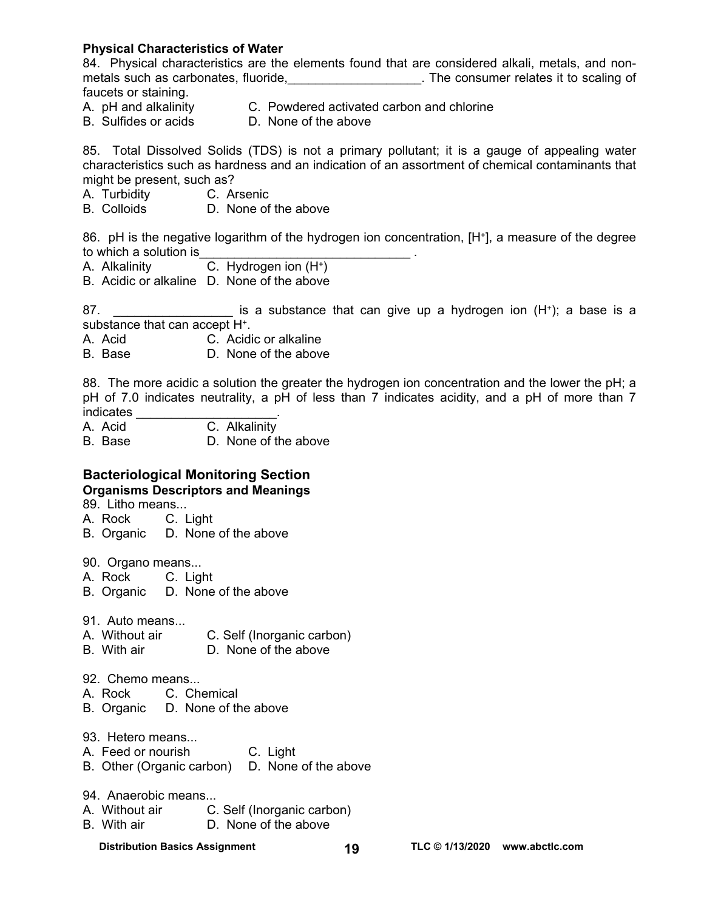### Physical Characteristics of Water

84. Physical characteristics are the elements found that are considered alkali, metals, and non-metals such as carbonates, fluoride,___________________. The consumer relates it to scaling of faucets or staining.
A. pH and alkalinity C. Powdered activated carbon and chlorine
B. Sulfides or acids D. None of the above

85. Total Dissolved Solids (TDS) is not a primary pollutant; it is a gauge of appealing water characteristics such as hardness and an indication of an assortment of chemical contaminants that might be present, such as?
A. Turbidity C. Arsenic
B. Colloids D. None of the above

86. pH is the negative logarithm of the hydrogen ion concentration, [$H^+$], a measure of the degree to which a solution is______________________________ .
A. Alkalinity C. Hydrogen ion ($H^+$)
B. Acidic or alkaline D. None of the above

87. _________________ is a substance that can give up a hydrogen ion ($H^+$); a base is a substance that can accept $H^+$.
A. Acid C. Acidic or alkaline
B. Base D. None of the above

88. The more acidic a solution the greater the hydrogen ion concentration and the lower the pH; a pH of 7.0 indicates neutrality, a pH of less than 7 indicates acidity, and a pH of more than 7 indicates ____________________.
A. Acid C. Alkalinity
B. Base D. None of the above

## Bacteriological Monitoring Section

### Organisms Descriptors and Meanings

89. Litho means...
A. Rock C. Light
B. Organic D. None of the above

90. Organo means...
A. Rock C. Light
B. Organic D. None of the above

91. Auto means...
A. Without air C. Self (Inorganic carbon)
B. With air D. None of the above

92. Chemo means...
A. Rock C. Chemical
B. Organic D. None of the above

93. Hetero means...
A. Feed or nourish C. Light
B. Other (Organic carbon) D. None of the above

94. Anaerobic means...
A. Without air C. Self (Inorganic carbon)
B. With air D. None of the above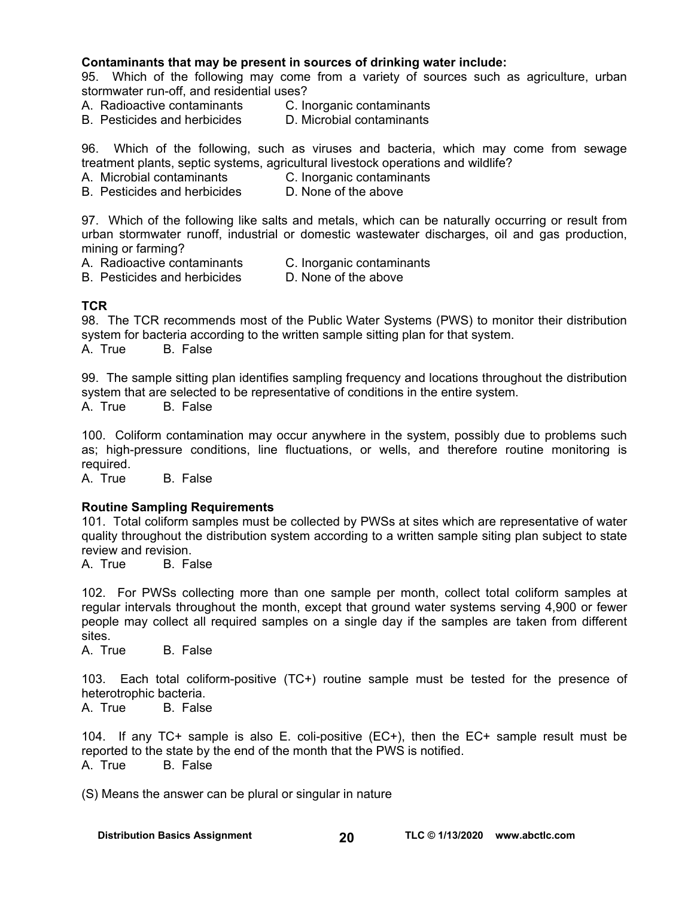**Contaminants that may be present in sources of drinking water include:**

95. Which of the following may come from a variety of sources such as agriculture, urban stormwater run-off, and residential uses?

A. Radioactive contaminants  C. Inorganic contaminants
B. Pesticides and herbicides  D. Microbial contaminants

96. Which of the following, such as viruses and bacteria, which may come from sewage treatment plants, septic systems, agricultural livestock operations and wildlife?

A. Microbial contaminants  C. Inorganic contaminants
B. Pesticides and herbicides  D. None of the above

97. Which of the following like salts and metals, which can be naturally occurring or result from urban stormwater runoff, industrial or domestic wastewater discharges, oil and gas production, mining or farming?

A. Radioactive contaminants  C. Inorganic contaminants
B. Pesticides and herbicides  D. None of the above

**TCR**

98. The TCR recommends most of the Public Water Systems (PWS) to monitor their distribution system for bacteria according to the written sample sitting plan for that system.

A. True  B. False

99. The sample sitting plan identifies sampling frequency and locations throughout the distribution system that are selected to be representative of conditions in the entire system.

A. True  B. False

100. Coliform contamination may occur anywhere in the system, possibly due to problems such as; high-pressure conditions, line fluctuations, or wells, and therefore routine monitoring is required.

A. True  B. False

**Routine Sampling Requirements**

101. Total coliform samples must be collected by PWSs at sites which are representative of water quality throughout the distribution system according to a written sample siting plan subject to state review and revision.

A. True  B. False

102. For PWSs collecting more than one sample per month, collect total coliform samples at regular intervals throughout the month, except that ground water systems serving 4,900 or fewer people may collect all required samples on a single day if the samples are taken from different sites.

A. True  B. False

103. Each total coliform-positive (TC+) routine sample must be tested for the presence of heterotrophic bacteria.

A. True  B. False

104. If any TC+ sample is also E. coli-positive (EC+), then the EC+ sample result must be reported to the state by the end of the month that the PWS is notified.

A. True  B. False

(S) Means the answer can be plural or singular in nature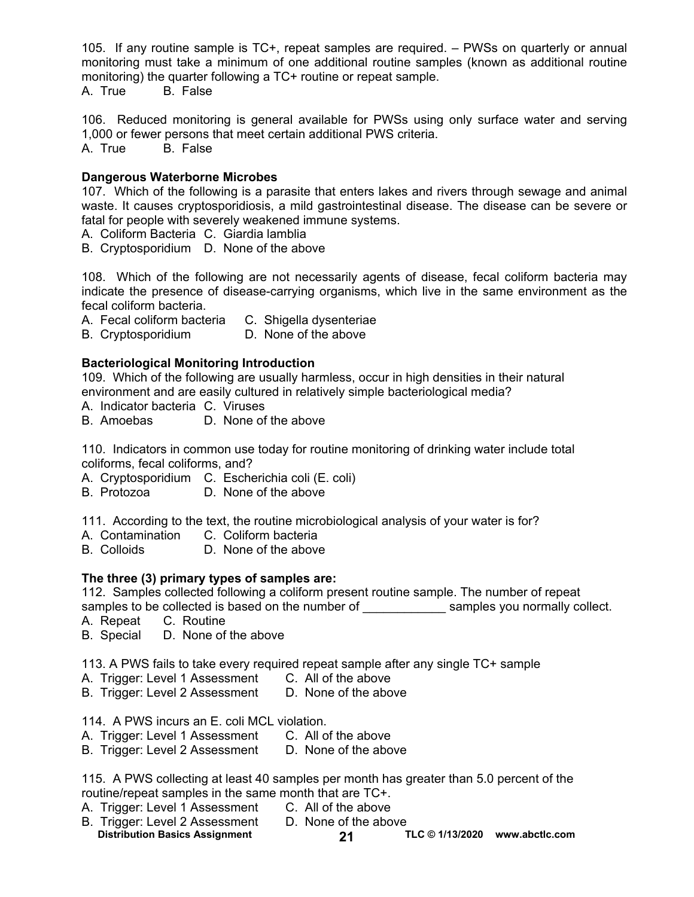105. If any routine sample is TC+, repeat samples are required. – PWSs on quarterly or annual monitoring must take a minimum of one additional routine samples (known as additional routine monitoring) the quarter following a TC+ routine or repeat sample.
A. True B. False

106. Reduced monitoring is general available for PWSs using only surface water and serving 1,000 or fewer persons that meet certain additional PWS criteria.
A. True B. False

**Dangerous Waterborne Microbes**

107. Which of the following is a parasite that enters lakes and rivers through sewage and animal waste. It causes cryptosporidiosis, a mild gastrointestinal disease. The disease can be severe or fatal for people with severely weakened immune systems.
A. Coliform Bacteria C. Giardia lamblia
B. Cryptosporidium D. None of the above

108. Which of the following are not necessarily agents of disease, fecal coliform bacteria may indicate the presence of disease-carrying organisms, which live in the same environment as the fecal coliform bacteria.
A. Fecal coliform bacteria C. Shigella dysenteriae
B. Cryptosporidium D. None of the above

**Bacteriological Monitoring Introduction**

109. Which of the following are usually harmless, occur in high densities in their natural environment and are easily cultured in relatively simple bacteriological media?
A. Indicator bacteria C. Viruses
B. Amoebas D. None of the above

110. Indicators in common use today for routine monitoring of drinking water include total coliforms, fecal coliforms, and?
A. Cryptosporidium C. Escherichia coli (E. coli)
B. Protozoa D. None of the above

111. According to the text, the routine microbiological analysis of your water is for?
A. Contamination C. Coliform bacteria
B. Colloids D. None of the above

**The three (3) primary types of samples are:**

112. Samples collected following a coliform present routine sample. The number of repeat samples to be collected is based on the number of ____________ samples you normally collect.
A. Repeat C. Routine
B. Special D. None of the above

113. A PWS fails to take every required repeat sample after any single TC+ sample
A. Trigger: Level 1 Assessment C. All of the above
B. Trigger: Level 2 Assessment D. None of the above

114. A PWS incurs an E. coli MCL violation.
A. Trigger: Level 1 Assessment C. All of the above
B. Trigger: Level 2 Assessment D. None of the above

115. A PWS collecting at least 40 samples per month has greater than 5.0 percent of the routine/repeat samples in the same month that are TC+.
A. Trigger: Level 1 Assessment C. All of the above
B. Trigger: Level 2 Assessment D. None of the above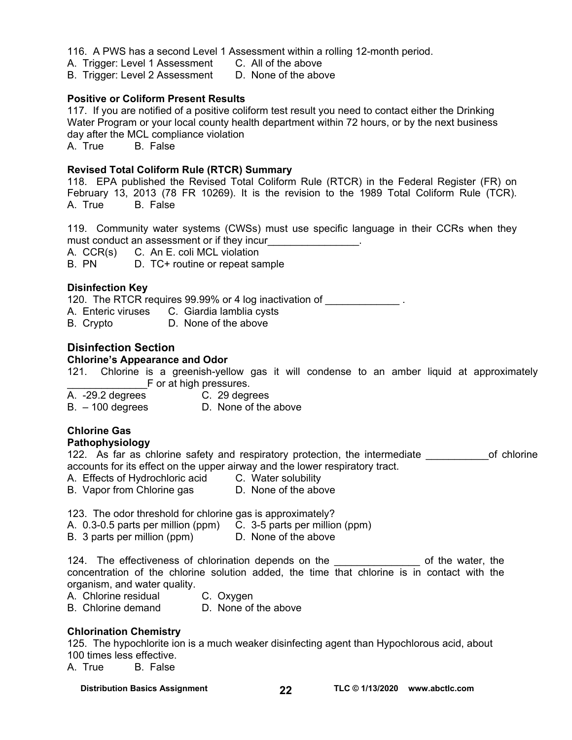116. A PWS has a second Level 1 Assessment within a rolling 12-month period.
A. Trigger: Level 1 Assessment  C. All of the above
B. Trigger: Level 2 Assessment  D. None of the above

**Positive or Coliform Present Results**

117. If you are notified of a positive coliform test result you need to contact either the Drinking Water Program or your local county health department within 72 hours, or by the next business day after the MCL compliance violation
A. True  B. False

**Revised Total Coliform Rule (RTCR) Summary**

118. EPA published the Revised Total Coliform Rule (RTCR) in the Federal Register (FR) on February 13, 2013 (78 FR 10269). It is the revision to the 1989 Total Coliform Rule (TCR).
A. True  B. False

119. Community water systems (CWSs) must use specific language in their CCRs when they must conduct an assessment or if they incur________________.
A. CCR(s)  C. An E. coli MCL violation
B. PN  D. TC+ routine or repeat sample

**Disinfection Key**

120. The RTCR requires 99.99% or 4 log inactivation of _____________ .
A. Enteric viruses  C. Giardia lamblia cysts
B. Crypto  D. None of the above

## Disinfection Section

**Chlorine's Appearance and Odor**

121. Chlorine is a greenish-yellow gas it will condense to an amber liquid at approximately ______________F or at high pressures.
A. -29.2 degrees  C. 29 degrees
B. – 100 degrees  D. None of the above

**Chlorine Gas**

**Pathophysiology**

122. As far as chlorine safety and respiratory protection, the intermediate ___________of chlorine accounts for its effect on the upper airway and the lower respiratory tract.
A. Effects of Hydrochloric acid  C. Water solubility
B. Vapor from Chlorine gas  D. None of the above

123. The odor threshold for chlorine gas is approximately?
A. 0.3-0.5 parts per million (ppm)  C. 3-5 parts per million (ppm)
B. 3 parts per million (ppm)  D. None of the above

124. The effectiveness of chlorination depends on the _______________ of the water, the concentration of the chlorine solution added, the time that chlorine is in contact with the organism, and water quality.
A. Chlorine residual  C. Oxygen
B. Chlorine demand  D. None of the above

**Chlorination Chemistry**

125. The hypochlorite ion is a much weaker disinfecting agent than Hypochlorous acid, about 100 times less effective.
A. True  B. False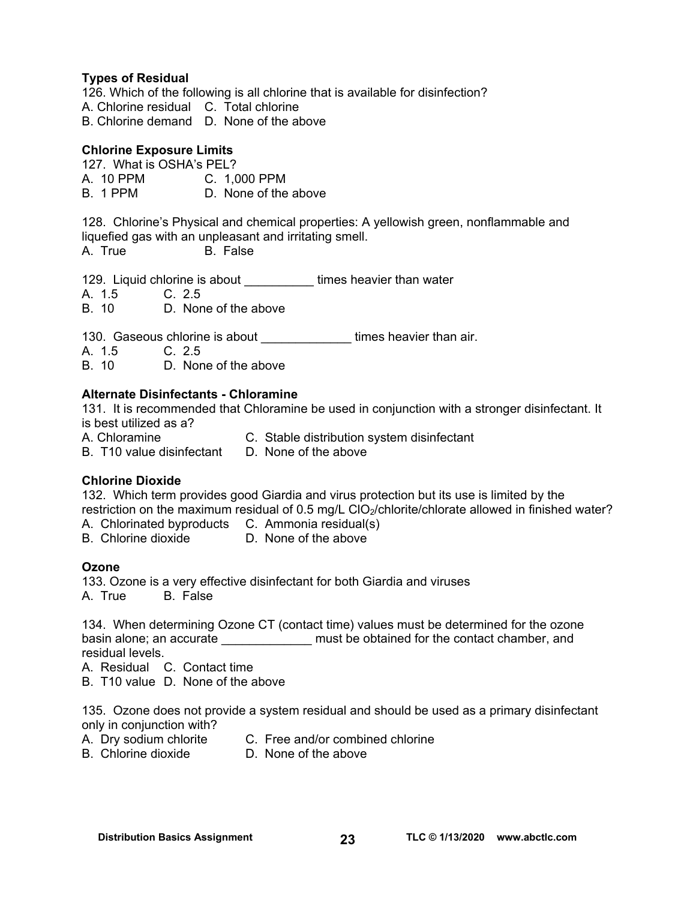**Types of Residual**

126. Which of the following is all chlorine that is available for disinfection?

A. Chlorine residual C. Total chlorine
B. Chlorine demand D. None of the above

**Chlorine Exposure Limits**

127. What is OSHA's PEL?

A. 10 PPM C. 1,000 PPM
B. 1 PPM D. None of the above

128. Chlorine's Physical and chemical properties: A yellowish green, nonflammable and liquefied gas with an unpleasant and irritating smell.

A. True B. False

129. Liquid chlorine is about __________ times heavier than water

A. 1.5 C. 2.5
B. 10 D. None of the above

130. Gaseous chlorine is about _____________ times heavier than air.

A. 1.5 C. 2.5
B. 10 D. None of the above

**Alternate Disinfectants - Chloramine**

131. It is recommended that Chloramine be used in conjunction with a stronger disinfectant. It is best utilized as a?

A. Chloramine C. Stable distribution system disinfectant
B. T10 value disinfectant D. None of the above

**Chlorine Dioxide**

132. Which term provides good Giardia and virus protection but its use is limited by the restriction on the maximum residual of 0.5 mg/L $ClO_2$/chlorite/chlorate allowed in finished water?

A. Chlorinated byproducts C. Ammonia residual(s)
B. Chlorine dioxide D. None of the above

**Ozone**

133. Ozone is a very effective disinfectant for both Giardia and viruses

A. True B. False

134. When determining Ozone CT (contact time) values must be determined for the ozone basin alone; an accurate _____________ must be obtained for the contact chamber, and residual levels.

A. Residual C. Contact time
B. T10 value D. None of the above

135. Ozone does not provide a system residual and should be used as a primary disinfectant only in conjunction with?

A. Dry sodium chlorite C. Free and/or combined chlorine
B. Chlorine dioxide D. None of the above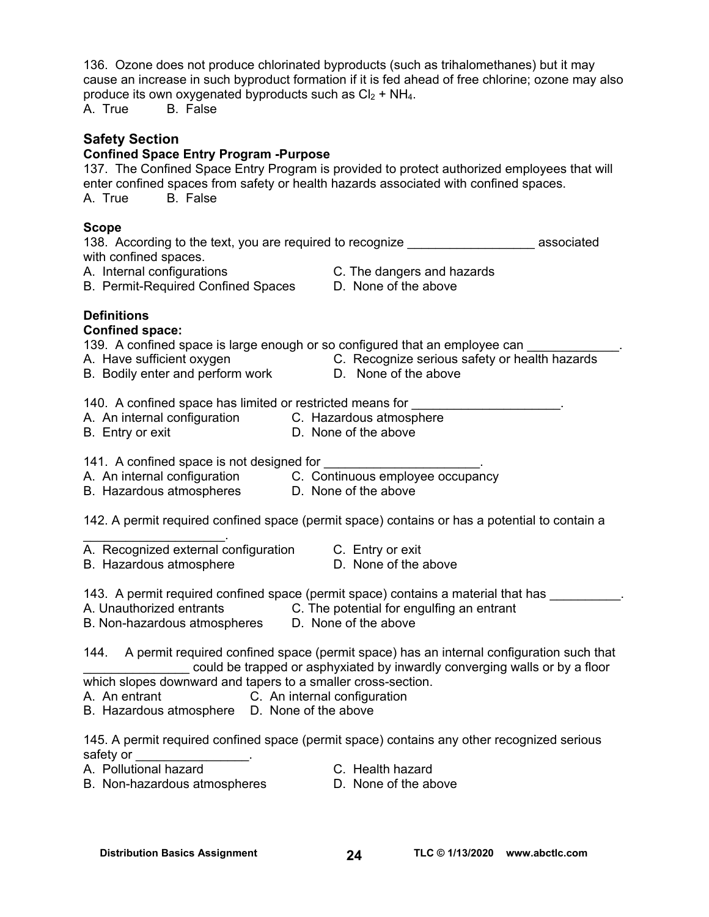136. Ozone does not produce chlorinated byproducts (such as trihalomethanes) but it may cause an increase in such byproduct formation if it is fed ahead of free chlorine; ozone may also produce its own oxygenated byproducts such as $Cl_2$ + $NH_4$.
A. True B. False

## Safety Section

### Confined Space Entry Program -Purpose

137. The Confined Space Entry Program is provided to protect authorized employees that will enter confined spaces from safety or health hazards associated with confined spaces.
A. True B. False

### Scope

138. According to the text, you are required to recognize __________________ associated with confined spaces.
A. Internal configurations
B. Permit-Required Confined Spaces
C. The dangers and hazards
D. None of the above

### Definitions

**Confined space:**

139. A confined space is large enough or so configured that an employee can _____________.
A. Have sufficient oxygen
B. Bodily enter and perform work
C. Recognize serious safety or health hazards
D. None of the above

140. A confined space has limited or restricted means for _____________________.
A. An internal configuration
B. Entry or exit
C. Hazardous atmosphere
D. None of the above

141. A confined space is not designed for ______________________.
A. An internal configuration
B. Hazardous atmospheres
C. Continuous employee occupancy
D. None of the above

142. A permit required confined space (permit space) contains or has a potential to contain a ____________________.
A. Recognized external configuration
B. Hazardous atmosphere
C. Entry or exit
D. None of the above

143. A permit required confined space (permit space) contains a material that has __________.
A. Unauthorized entrants
B. Non-hazardous atmospheres
C. The potential for engulfing an entrant
D. None of the above

144. A permit required confined space (permit space) has an internal configuration such that _______________ could be trapped or asphyxiated by inwardly converging walls or by a floor which slopes downward and tapers to a smaller cross-section.
A. An entrant
B. Hazardous atmosphere
C. An internal configuration
D. None of the above

145. A permit required confined space (permit space) contains any other recognized serious safety or ________________.
A. Pollutional hazard
B. Non-hazardous atmospheres
C. Health hazard
D. None of the above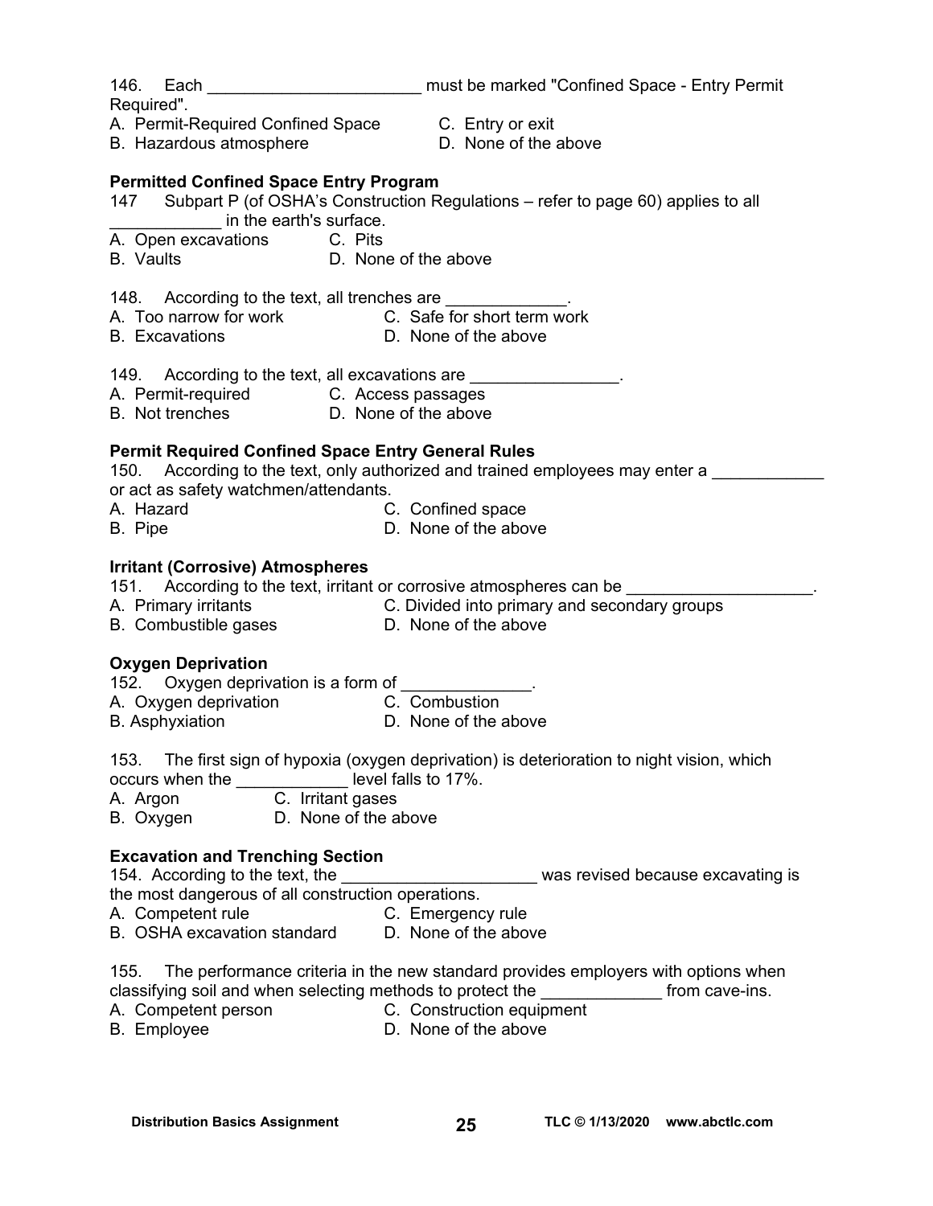146. Each _______________________ must be marked "Confined Space - Entry Permit Required".

A. Permit-Required Confined Space
B. Hazardous atmosphere
C. Entry or exit
D. None of the above

**Permitted Confined Space Entry Program**

147 Subpart P (of OSHA's Construction Regulations – refer to page 60) applies to all ____________ in the earth's surface.

A. Open excavations
B. Vaults
C. Pits
D. None of the above

148. According to the text, all trenches are _____________.

A. Too narrow for work
B. Excavations
C. Safe for short term work
D. None of the above

149. According to the text, all excavations are ________________.

A. Permit-required
B. Not trenches
C. Access passages
D. None of the above

**Permit Required Confined Space Entry General Rules**

150. According to the text, only authorized and trained employees may enter a ____________ or act as safety watchmen/attendants.

A. Hazard
B. Pipe
C. Confined space
D. None of the above

**Irritant (Corrosive) Atmospheres**

151. According to the text, irritant or corrosive atmospheres can be ____________________.

A. Primary irritants
B. Combustible gases
C. Divided into primary and secondary groups
D. None of the above

**Oxygen Deprivation**

152. Oxygen deprivation is a form of ______________.

A. Oxygen deprivation
B. Asphyxiation
C. Combustion
D. None of the above

153. The first sign of hypoxia (oxygen deprivation) is deterioration to night vision, which occurs when the ____________ level falls to 17%.

A. Argon
B. Oxygen
C. Irritant gases
D. None of the above

**Excavation and Trenching Section**

154. According to the text, the _____________________ was revised because excavating is the most dangerous of all construction operations.

A. Competent rule
B. OSHA excavation standard
C. Emergency rule
D. None of the above

155. The performance criteria in the new standard provides employers with options when classifying soil and when selecting methods to protect the _____________ from cave-ins.

A. Competent person
B. Employee
C. Construction equipment
D. None of the above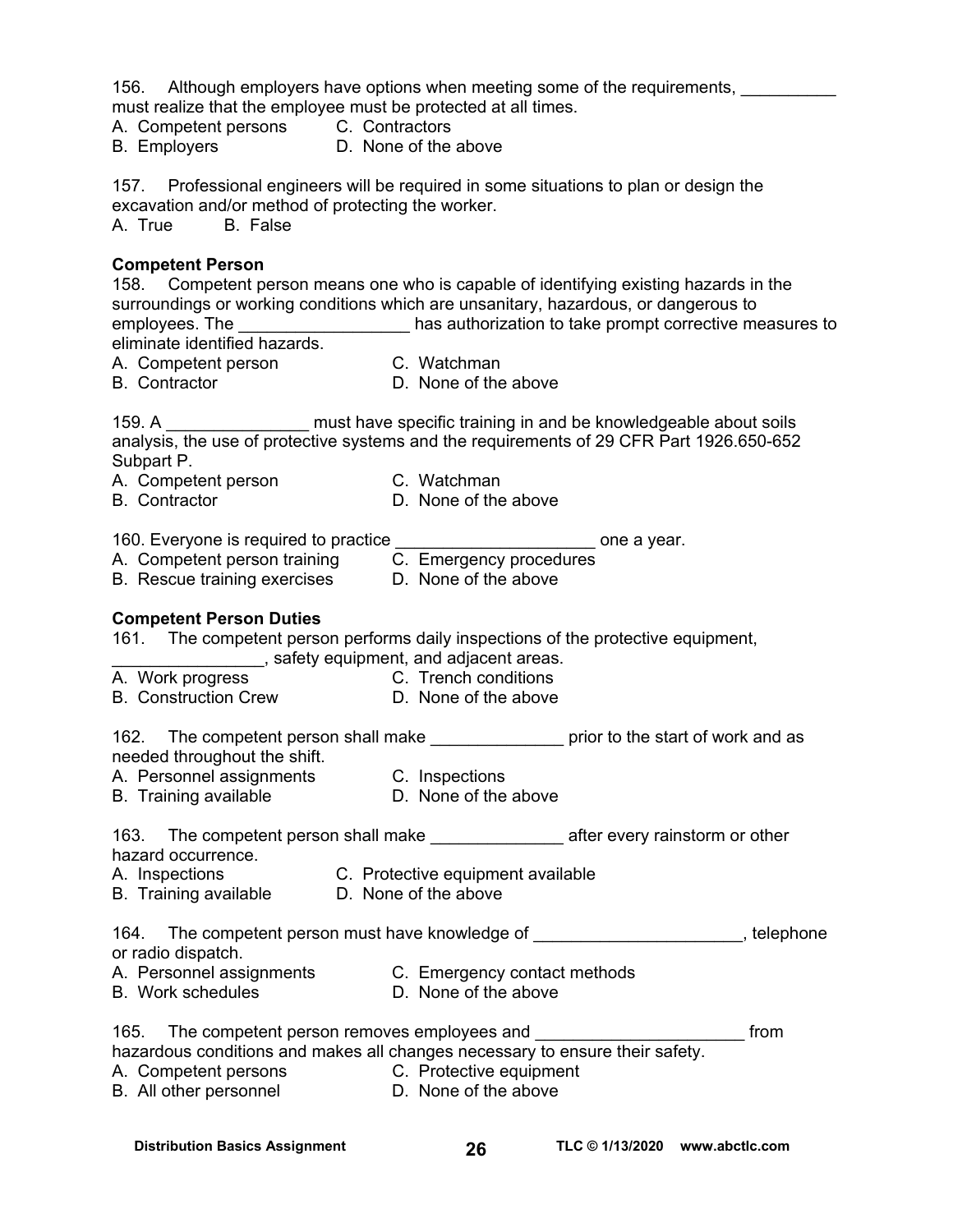156. Although employers have options when meeting some of the requirements, __________ must realize that the employee must be protected at all times.

A. Competent persons  C. Contractors
B. Employers  D. None of the above

157. Professional engineers will be required in some situations to plan or design the excavation and/or method of protecting the worker.

A. True  B. False

**Competent Person**

158. Competent person means one who is capable of identifying existing hazards in the surroundings or working conditions which are unsanitary, hazardous, or dangerous to employees. The __________________ has authorization to take prompt corrective measures to eliminate identified hazards.

A. Competent person  C. Watchman
B. Contractor  D. None of the above

159. A _______________ must have specific training in and be knowledgeable about soils analysis, the use of protective systems and the requirements of 29 CFR Part 1926.650-652 Subpart P.

A. Competent person  C. Watchman
B. Contractor  D. None of the above

160. Everyone is required to practice _____________________ one a year.

A. Competent person training  C. Emergency procedures
B. Rescue training exercises  D. None of the above

**Competent Person Duties**

161. The competent person performs daily inspections of the protective equipment, ________________, safety equipment, and adjacent areas.

A. Work progress  C. Trench conditions
B. Construction Crew  D. None of the above

162. The competent person shall make ______________ prior to the start of work and as needed throughout the shift.

A. Personnel assignments  C. Inspections
B. Training available  D. None of the above

163. The competent person shall make ______________ after every rainstorm or other hazard occurrence.

A. Inspections  C. Protective equipment available
B. Training available  D. None of the above

164. The competent person must have knowledge of ______________________, telephone or radio dispatch.

A. Personnel assignments  C. Emergency contact methods
B. Work schedules  D. None of the above

165. The competent person removes employees and ______________________ from hazardous conditions and makes all changes necessary to ensure their safety.

A. Competent persons  C. Protective equipment
B. All other personnel  D. None of the above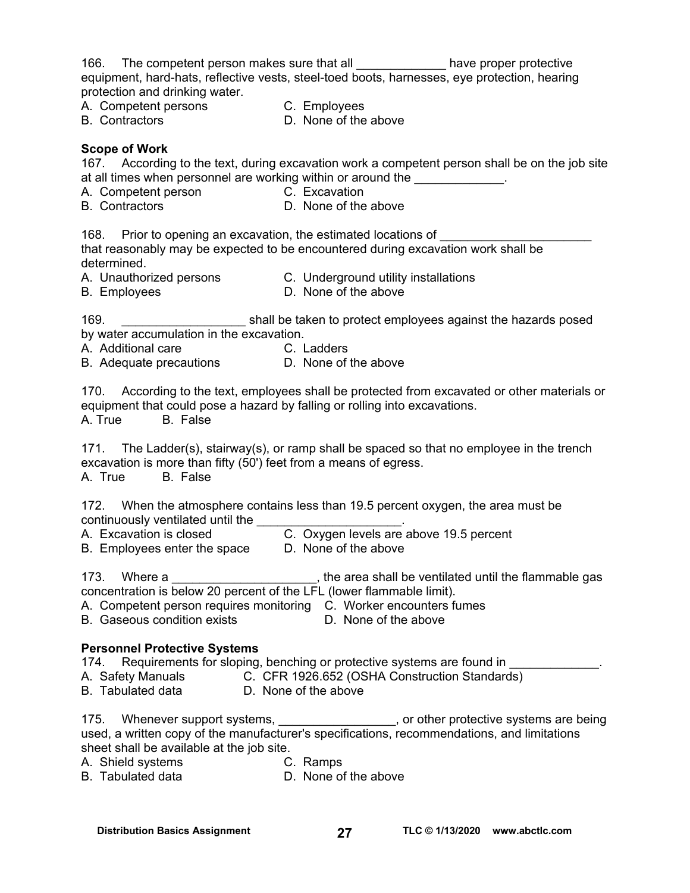166. The competent person makes sure that all _____________ have proper protective equipment, hard-hats, reflective vests, steel-toed boots, harnesses, eye protection, hearing protection and drinking water.

A. Competent persons
B. Contractors
C. Employees
D. None of the above

**Scope of Work**

167. According to the text, during excavation work a competent person shall be on the job site at all times when personnel are working within or around the _____________.

A. Competent person
B. Contractors
C. Excavation
D. None of the above

168. Prior to opening an excavation, the estimated locations of ______________________ that reasonably may be expected to be encountered during excavation work shall be determined.

A. Unauthorized persons
B. Employees
C. Underground utility installations
D. None of the above

169. __________________ shall be taken to protect employees against the hazards posed by water accumulation in the excavation.

A. Additional care
B. Adequate precautions
C. Ladders
D. None of the above

170. According to the text, employees shall be protected from excavated or other materials or equipment that could pose a hazard by falling or rolling into excavations.

A. True B. False

171. The Ladder(s), stairway(s), or ramp shall be spaced so that no employee in the trench excavation is more than fifty (50') feet from a means of egress.

A. True B. False

172. When the atmosphere contains less than 19.5 percent oxygen, the area must be continuously ventilated until the ______________________.

A. Excavation is closed
B. Employees enter the space
C. Oxygen levels are above 19.5 percent
D. None of the above

173. Where a _____________________, the area shall be ventilated until the flammable gas concentration is below 20 percent of the LFL (lower flammable limit).

A. Competent person requires monitoring
B. Gaseous condition exists
C. Worker encounters fumes
D. None of the above

**Personnel Protective Systems**

174. Requirements for sloping, benching or protective systems are found in _____________.

A. Safety Manuals
B. Tabulated data
C. CFR 1926.652 (OSHA Construction Standards)
D. None of the above

175. Whenever support systems, _________________, or other protective systems are being used, a written copy of the manufacturer's specifications, recommendations, and limitations sheet shall be available at the job site.

A. Shield systems
B. Tabulated data
C. Ramps
D. None of the above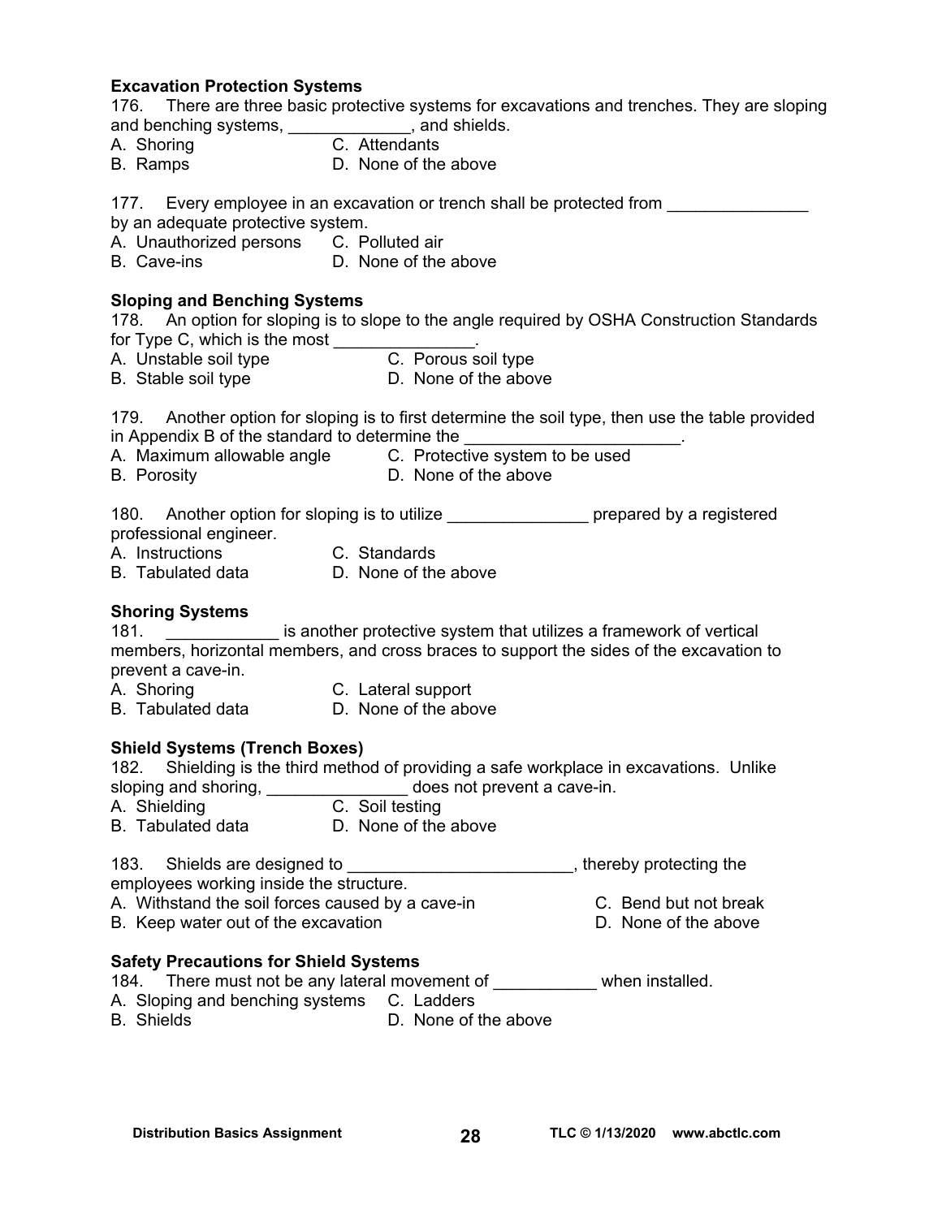**Excavation Protection Systems**

176. There are three basic protective systems for excavations and trenches. They are sloping and benching systems, _____________, and shields.

A. Shoring  
B. Ramps  
C. Attendants  
D. None of the above

177. Every employee in an excavation or trench shall be protected from _______________ by an adequate protective system.

A. Unauthorized persons  
B. Cave-ins  
C. Polluted air  
D. None of the above

**Sloping and Benching Systems**

178. An option for sloping is to slope to the angle required by OSHA Construction Standards for Type C, which is the most _______________.

A. Unstable soil type  
B. Stable soil type  
C. Porous soil type  
D. None of the above

179. Another option for sloping is to first determine the soil type, then use the table provided in Appendix B of the standard to determine the _______________________.

A. Maximum allowable angle  
B. Porosity  
C. Protective system to be used  
D. None of the above

180. Another option for sloping is to utilize _______________ prepared by a registered professional engineer.

A. Instructions  
B. Tabulated data  
C. Standards  
D. None of the above

**Shoring Systems**

181. ____________ is another protective system that utilizes a framework of vertical members, horizontal members, and cross braces to support the sides of the excavation to prevent a cave-in.

A. Shoring  
B. Tabulated data  
C. Lateral support  
D. None of the above

**Shield Systems (Trench Boxes)**

182. Shielding is the third method of providing a safe workplace in excavations. Unlike sloping and shoring, _______________ does not prevent a cave-in.

A. Shielding  
B. Tabulated data  
C. Soil testing  
D. None of the above

183. Shields are designed to ________________________, thereby protecting the employees working inside the structure.

A. Withstand the soil forces caused by a cave-in  
B. Keep water out of the excavation  
C. Bend but not break  
D. None of the above

**Safety Precautions for Shield Systems**

184. There must not be any lateral movement of ___________ when installed.

A. Sloping and benching systems  
B. Shields  
C. Ladders  
D. None of the above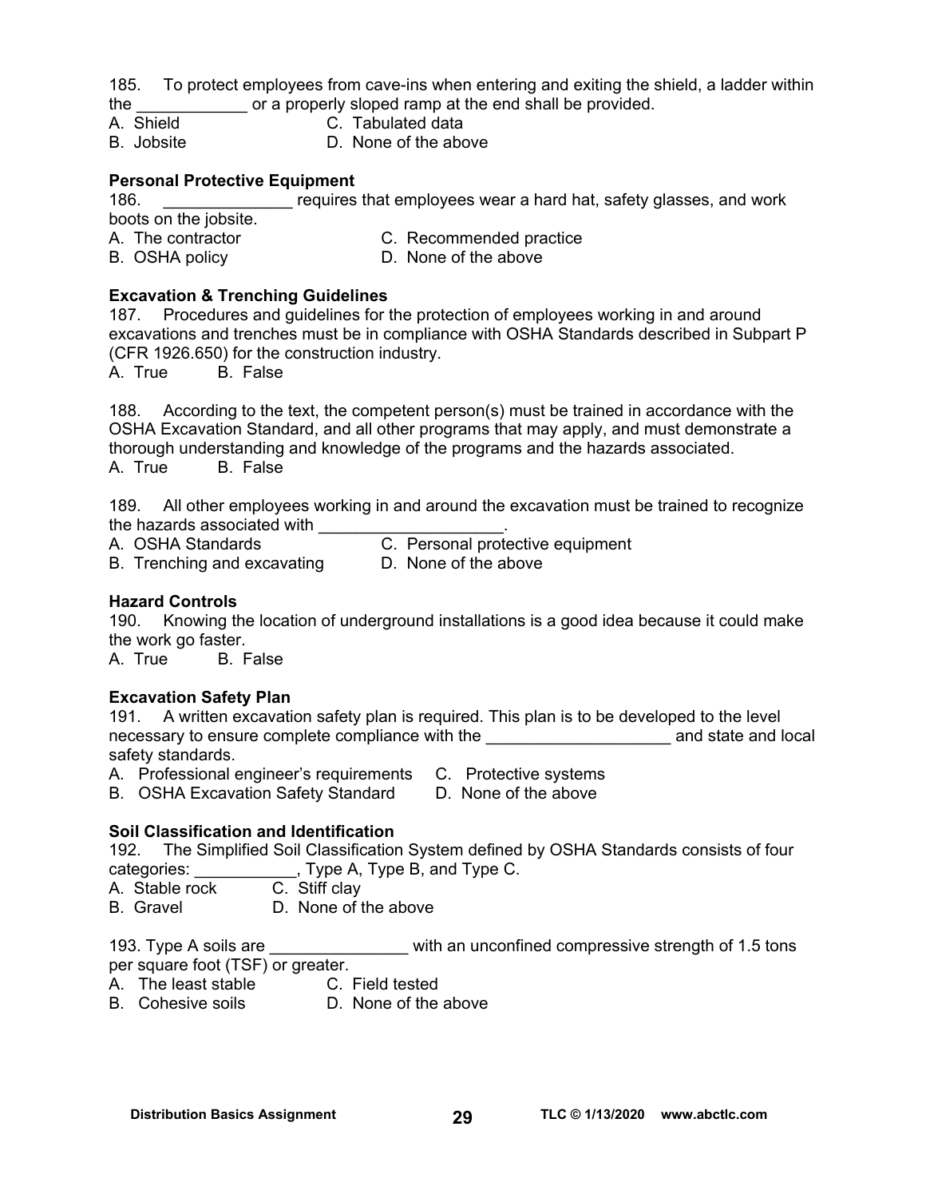185. To protect employees from cave-ins when entering and exiting the shield, a ladder within the ____________ or a properly sloped ramp at the end shall be provided.

A. Shield  
B. Jobsite  
C. Tabulated data  
D. None of the above

### Personal Protective Equipment

186. ______________ requires that employees wear a hard hat, safety glasses, and work boots on the jobsite.

A. The contractor  
B. OSHA policy  
C. Recommended practice  
D. None of the above

### Excavation & Trenching Guidelines

187. Procedures and guidelines for the protection of employees working in and around excavations and trenches must be in compliance with OSHA Standards described in Subpart P (CFR 1926.650) for the construction industry.

A. True B. False

188. According to the text, the competent person(s) must be trained in accordance with the OSHA Excavation Standard, and all other programs that may apply, and must demonstrate a thorough understanding and knowledge of the programs and the hazards associated.

A. True B. False

189. All other employees working in and around the excavation must be trained to recognize the hazards associated with ____________________.

A. OSHA Standards  
B. Trenching and excavating  
C. Personal protective equipment  
D. None of the above

### Hazard Controls

190. Knowing the location of underground installations is a good idea because it could make the work go faster.

A. True B. False

### Excavation Safety Plan

191. A written excavation safety plan is required. This plan is to be developed to the level necessary to ensure complete compliance with the ____________________ and state and local safety standards.

A. Professional engineer's requirements  
B. OSHA Excavation Safety Standard  
C. Protective systems  
D. None of the above

### Soil Classification and Identification

192. The Simplified Soil Classification System defined by OSHA Standards consists of four categories: ___________, Type A, Type B, and Type C.

A. Stable rock  
B. Gravel  
C. Stiff clay  
D. None of the above

193. Type A soils are _______________ with an unconfined compressive strength of 1.5 tons per square foot (TSF) or greater.

A. The least stable  
B. Cohesive soils  
C. Field tested  
D. None of the above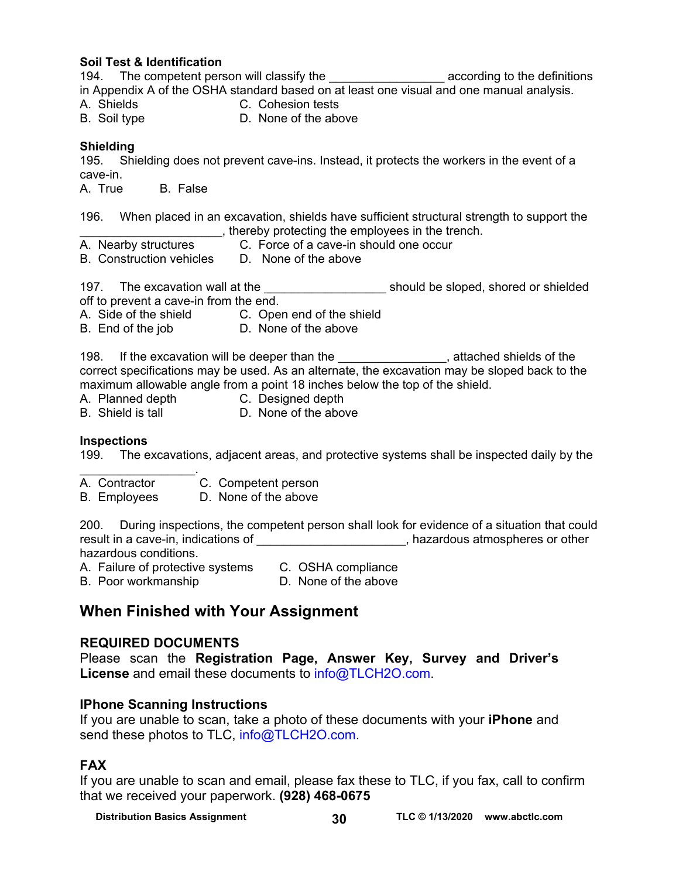**Soil Test & Identification**

194. The competent person will classify the ________________ according to the definitions in Appendix A of the OSHA standard based on at least one visual and one manual analysis.

A. Shields
B. Soil type
C. Cohesion tests
D. None of the above

**Shielding**

195. Shielding does not prevent cave-ins. Instead, it protects the workers in the event of a cave-in.

A. True
B. False

196. When placed in an excavation, shields have sufficient structural strength to support the ____________________, thereby protecting the employees in the trench.

A. Nearby structures
B. Construction vehicles
C. Force of a cave-in should one occur
D. None of the above

197. The excavation wall at the _________________ should be sloped, shored or shielded off to prevent a cave-in from the end.

A. Side of the shield
B. End of the job
C. Open end of the shield
D. None of the above

198. If the excavation will be deeper than the _______________, attached shields of the correct specifications may be used. As an alternate, the excavation may be sloped back to the maximum allowable angle from a point 18 inches below the top of the shield.

A. Planned depth
B. Shield is tall
C. Designed depth
D. None of the above

**Inspections**

199. The excavations, adjacent areas, and protective systems shall be inspected daily by the ________________.

A. Contractor
B. Employees
C. Competent person
D. None of the above

200. During inspections, the competent person shall look for evidence of a situation that could result in a cave-in, indications of ______________________, hazardous atmospheres or other hazardous conditions.

A. Failure of protective systems
B. Poor workmanship
C. OSHA compliance
D. None of the above

## When Finished with Your Assignment

**REQUIRED DOCUMENTS**

Please scan the **Registration Page, Answer Key, Survey and Driver's License** and email these documents to info@TLCH2O.com.

**IPhone Scanning Instructions**

If you are unable to scan, take a photo of these documents with your **iPhone** and send these photos to TLC, info@TLCH2O.com.

**FAX**

If you are unable to scan and email, please fax these to TLC, if you fax, call to confirm that we received your paperwork. **(928) 468-0675**